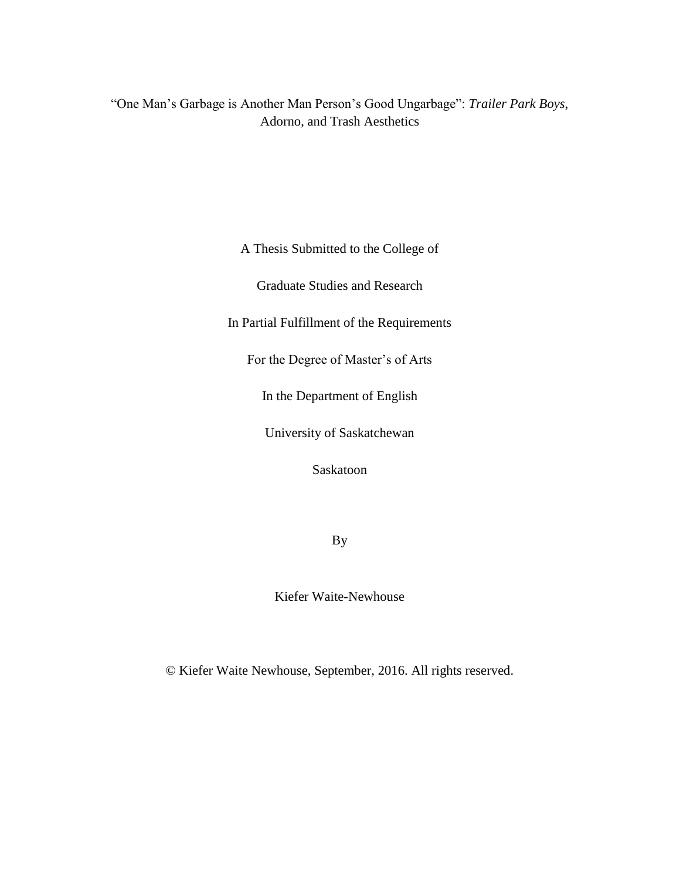# "One Man's Garbage is Another Man Person's Good Ungarbage": *Trailer Park Boys*, Adorno, and Trash Aesthetics

A Thesis Submitted to the College of

Graduate Studies and Research

In Partial Fulfillment of the Requirements

For the Degree of Master's of Arts

In the Department of English

University of Saskatchewan

Saskatoon

By

Kiefer Waite-Newhouse

© Kiefer Waite Newhouse, September, 2016. All rights reserved.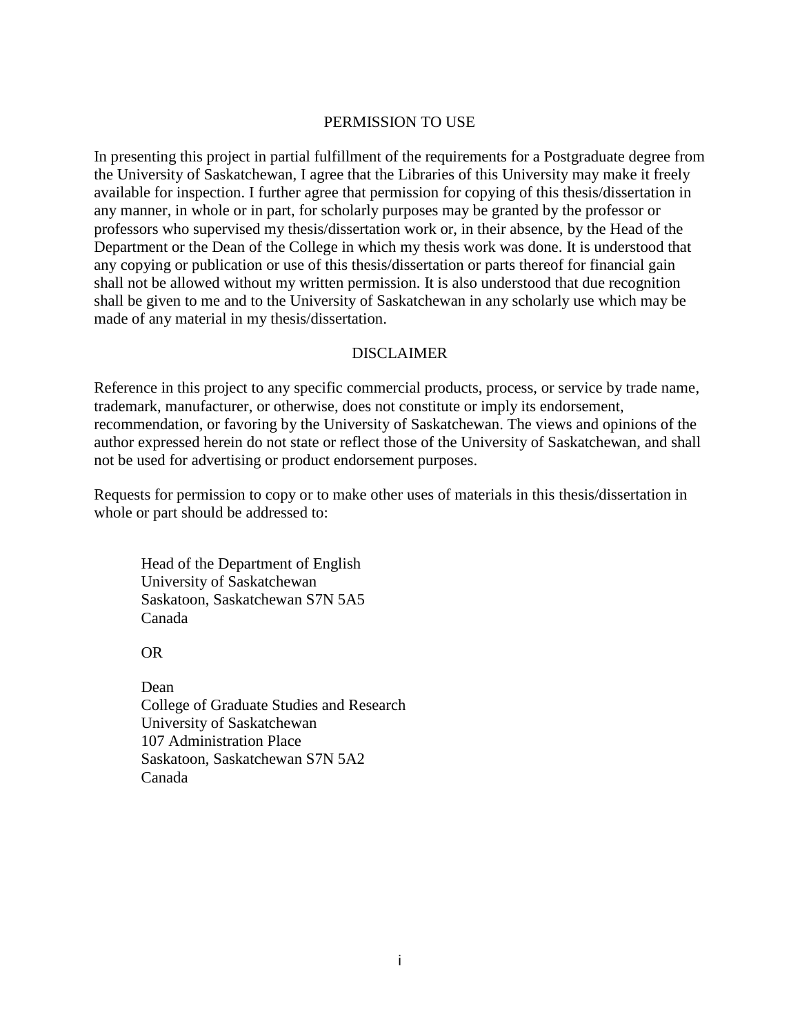## PERMISSION TO USE

In presenting this project in partial fulfillment of the requirements for a Postgraduate degree from the University of Saskatchewan, I agree that the Libraries of this University may make it freely available for inspection. I further agree that permission for copying of this thesis/dissertation in any manner, in whole or in part, for scholarly purposes may be granted by the professor or professors who supervised my thesis/dissertation work or, in their absence, by the Head of the Department or the Dean of the College in which my thesis work was done. It is understood that any copying or publication or use of this thesis/dissertation or parts thereof for financial gain shall not be allowed without my written permission. It is also understood that due recognition shall be given to me and to the University of Saskatchewan in any scholarly use which may be made of any material in my thesis/dissertation.

## DISCLAIMER

Reference in this project to any specific commercial products, process, or service by trade name, trademark, manufacturer, or otherwise, does not constitute or imply its endorsement, recommendation, or favoring by the University of Saskatchewan. The views and opinions of the author expressed herein do not state or reflect those of the University of Saskatchewan, and shall not be used for advertising or product endorsement purposes.

Requests for permission to copy or to make other uses of materials in this thesis/dissertation in whole or part should be addressed to:

Head of the Department of English
University of Saskatchewan
Saskatoon, Saskatchewan S7N 5A5
Canada

OR

Dean
College of Graduate Studies and Research
University of Saskatchewan
107 Administration Place
Saskatoon, Saskatchewan S7N 5A2
Canada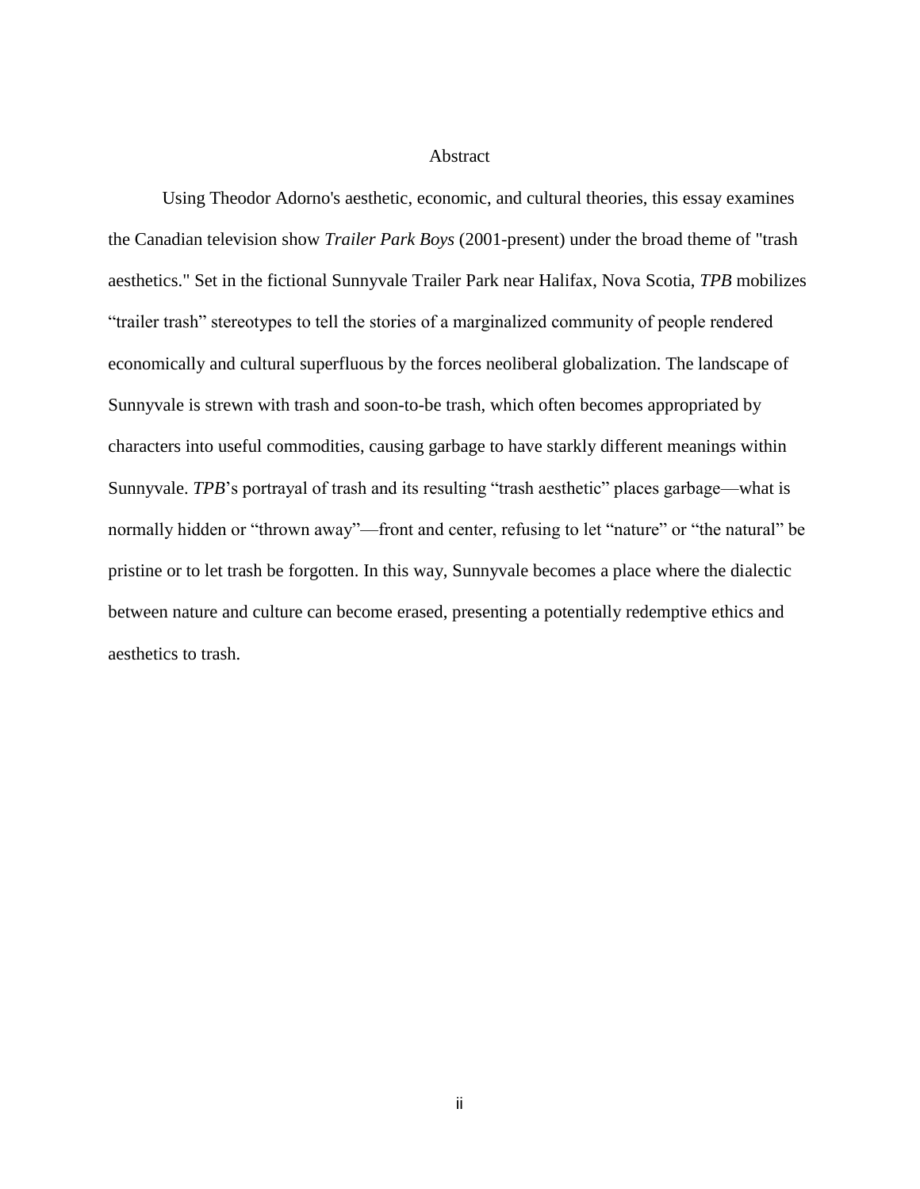# Abstract

Using Theodor Adorno's aesthetic, economic, and cultural theories, this essay examines the Canadian television show *Trailer Park Boys* (2001-present) under the broad theme of "trash aesthetics." Set in the fictional Sunnyvale Trailer Park near Halifax, Nova Scotia, *TPB* mobilizes "trailer trash" stereotypes to tell the stories of a marginalized community of people rendered economically and cultural superfluous by the forces neoliberal globalization. The landscape of Sunnyvale is strewn with trash and soon-to-be trash, which often becomes appropriated by characters into useful commodities, causing garbage to have starkly different meanings within Sunnyvale. *TPB*'s portrayal of trash and its resulting "trash aesthetic" places garbage—what is normally hidden or "thrown away"—front and center, refusing to let "nature" or "the natural" be pristine or to let trash be forgotten. In this way, Sunnyvale becomes a place where the dialectic between nature and culture can become erased, presenting a potentially redemptive ethics and aesthetics to trash.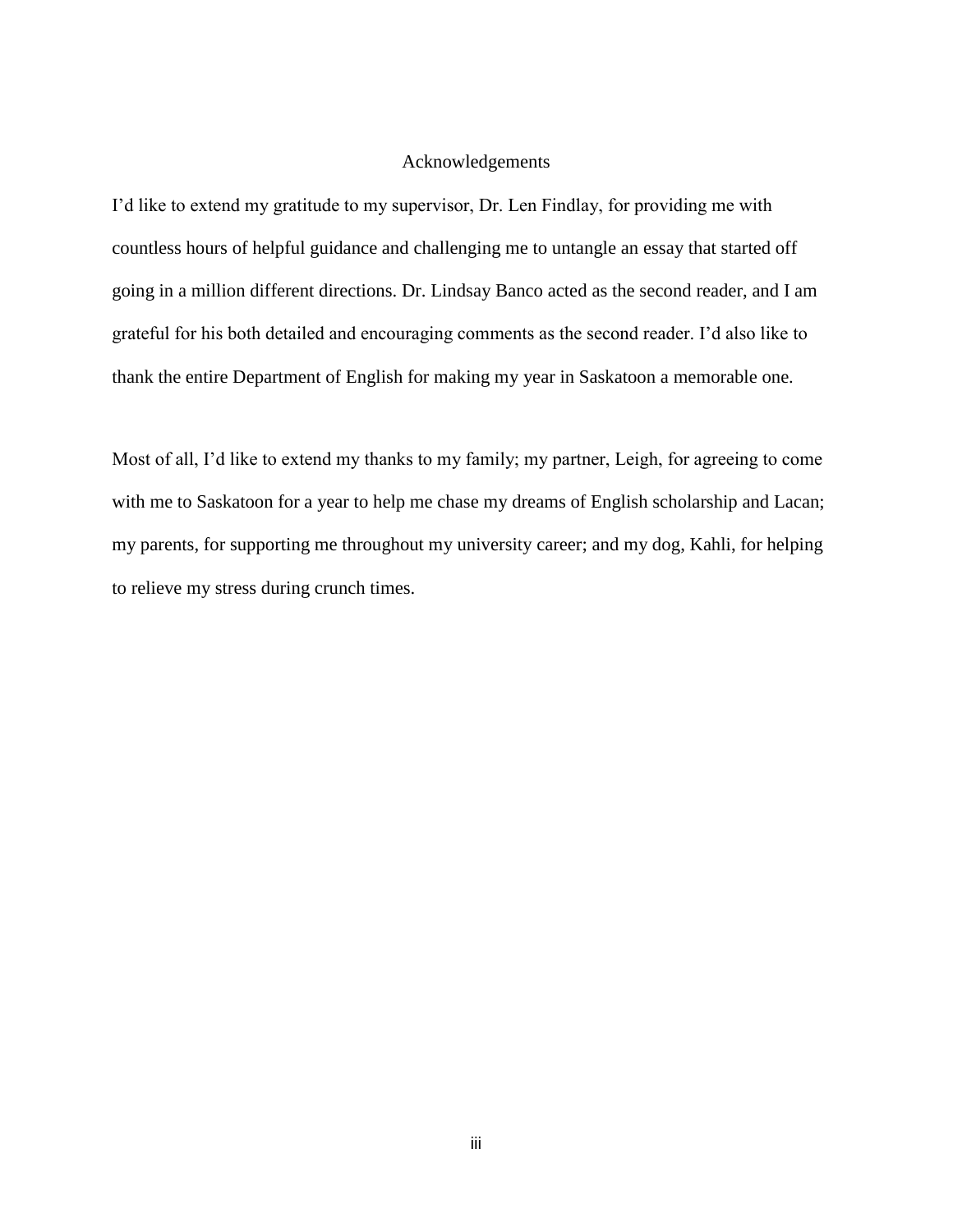# Acknowledgements

I'd like to extend my gratitude to my supervisor, Dr. Len Findlay, for providing me with countless hours of helpful guidance and challenging me to untangle an essay that started off going in a million different directions. Dr. Lindsay Banco acted as the second reader, and I am grateful for his both detailed and encouraging comments as the second reader. I'd also like to thank the entire Department of English for making my year in Saskatoon a memorable one.

Most of all, I'd like to extend my thanks to my family; my partner, Leigh, for agreeing to come with me to Saskatoon for a year to help me chase my dreams of English scholarship and Lacan; my parents, for supporting me throughout my university career; and my dog, Kahli, for helping to relieve my stress during crunch times.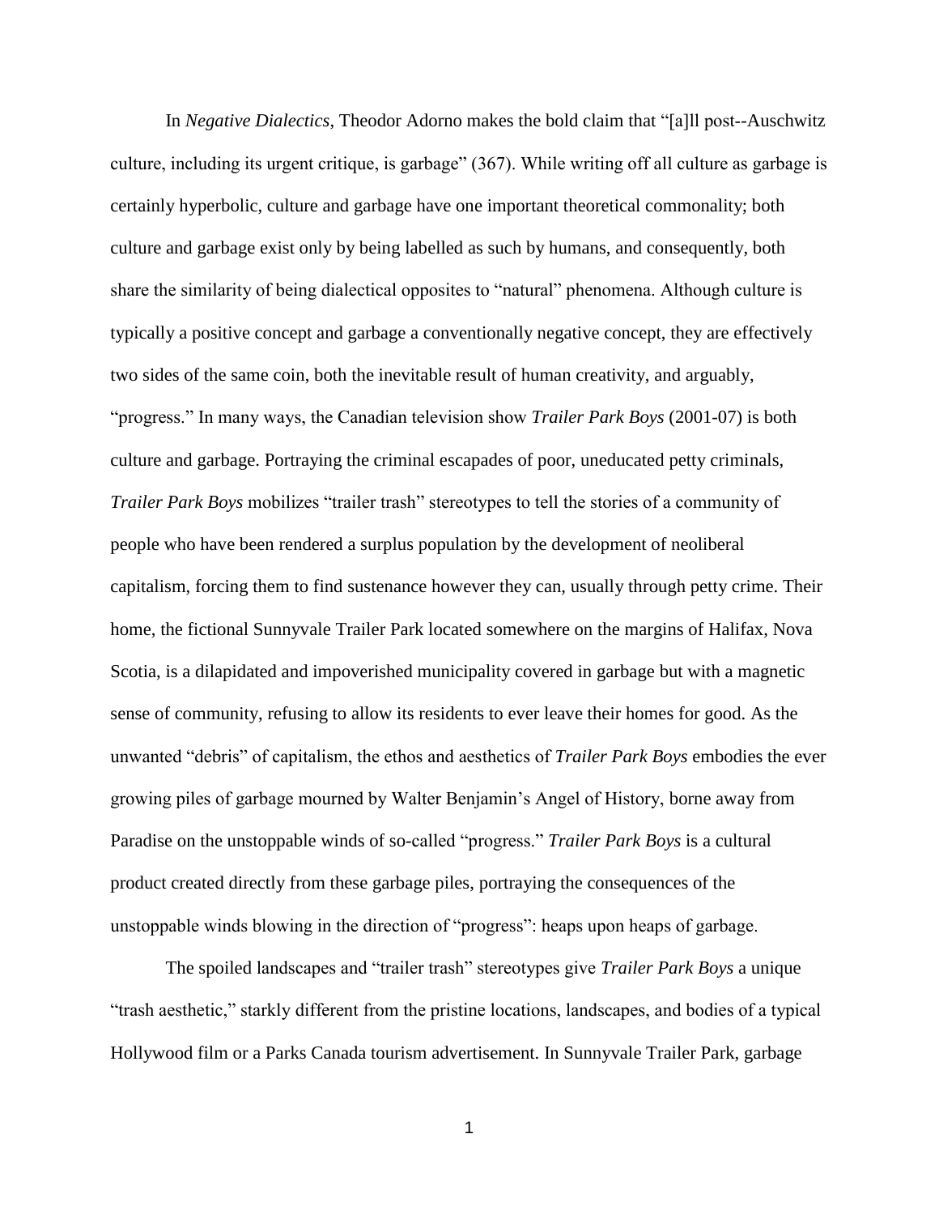In *Negative Dialectics*, Theodor Adorno makes the bold claim that "[a]ll post--Auschwitz culture, including its urgent critique, is garbage" (367). While writing off all culture as garbage is certainly hyperbolic, culture and garbage have one important theoretical commonality; both culture and garbage exist only by being labelled as such by humans, and consequently, both share the similarity of being dialectical opposites to "natural" phenomena. Although culture is typically a positive concept and garbage a conventionally negative concept, they are effectively two sides of the same coin, both the inevitable result of human creativity, and arguably, "progress." In many ways, the Canadian television show *Trailer Park Boys* (2001-07) is both culture and garbage. Portraying the criminal escapades of poor, uneducated petty criminals, *Trailer Park Boys* mobilizes "trailer trash" stereotypes to tell the stories of a community of people who have been rendered a surplus population by the development of neoliberal capitalism, forcing them to find sustenance however they can, usually through petty crime. Their home, the fictional Sunnyvale Trailer Park located somewhere on the margins of Halifax, Nova Scotia, is a dilapidated and impoverished municipality covered in garbage but with a magnetic sense of community, refusing to allow its residents to ever leave their homes for good. As the unwanted "debris" of capitalism, the ethos and aesthetics of *Trailer Park Boys* embodies the ever growing piles of garbage mourned by Walter Benjamin's Angel of History, borne away from Paradise on the unstoppable winds of so-called "progress." *Trailer Park Boys* is a cultural product created directly from these garbage piles, portraying the consequences of the unstoppable winds blowing in the direction of "progress": heaps upon heaps of garbage.

The spoiled landscapes and "trailer trash" stereotypes give *Trailer Park Boys* a unique "trash aesthetic," starkly different from the pristine locations, landscapes, and bodies of a typical Hollywood film or a Parks Canada tourism advertisement. In Sunnyvale Trailer Park, garbage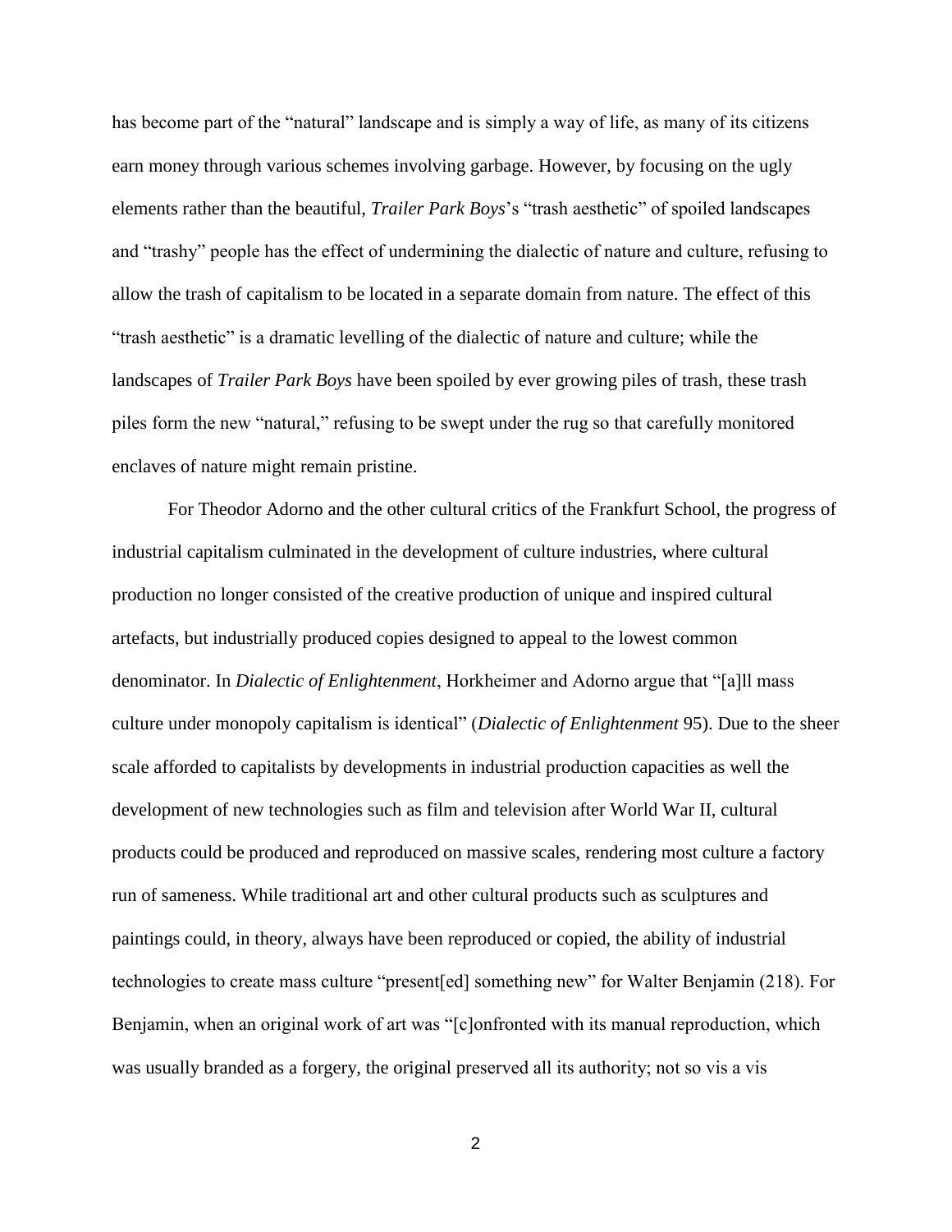has become part of the "natural" landscape and is simply a way of life, as many of its citizens earn money through various schemes involving garbage. However, by focusing on the ugly elements rather than the beautiful, *Trailer Park Boys*'s "trash aesthetic" of spoiled landscapes and "trashy" people has the effect of undermining the dialectic of nature and culture, refusing to allow the trash of capitalism to be located in a separate domain from nature. The effect of this "trash aesthetic" is a dramatic levelling of the dialectic of nature and culture; while the landscapes of *Trailer Park Boys* have been spoiled by ever growing piles of trash, these trash piles form the new "natural," refusing to be swept under the rug so that carefully monitored enclaves of nature might remain pristine.

For Theodor Adorno and the other cultural critics of the Frankfurt School, the progress of industrial capitalism culminated in the development of culture industries, where cultural production no longer consisted of the creative production of unique and inspired cultural artefacts, but industrially produced copies designed to appeal to the lowest common denominator. In *Dialectic of Enlightenment*, Horkheimer and Adorno argue that "[a]ll mass culture under monopoly capitalism is identical" (*Dialectic of Enlightenment* 95). Due to the sheer scale afforded to capitalists by developments in industrial production capacities as well the development of new technologies such as film and television after World War II, cultural products could be produced and reproduced on massive scales, rendering most culture a factory run of sameness. While traditional art and other cultural products such as sculptures and paintings could, in theory, always have been reproduced or copied, the ability of industrial technologies to create mass culture "present[ed] something new" for Walter Benjamin (218). For Benjamin, when an original work of art was "[c]onfronted with its manual reproduction, which was usually branded as a forgery, the original preserved all its authority; not so vis a vis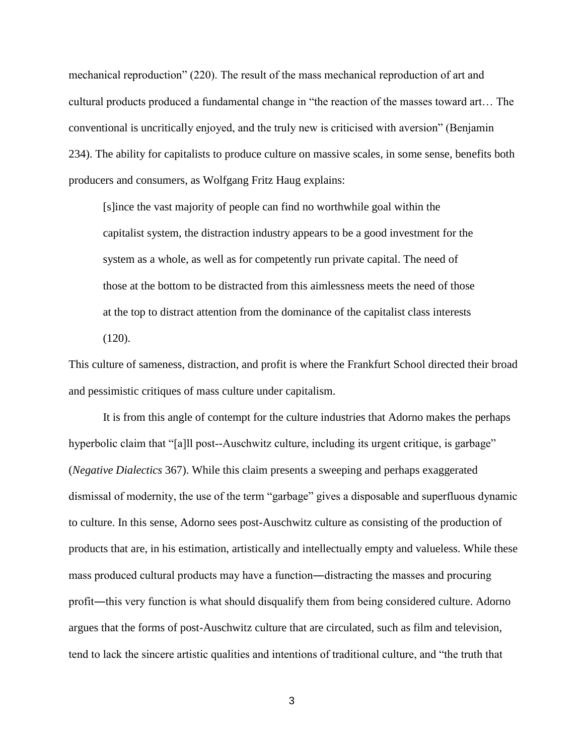mechanical reproduction" (220). The result of the mass mechanical reproduction of art and cultural products produced a fundamental change in "the reaction of the masses toward art… The conventional is uncritically enjoyed, and the truly new is criticised with aversion" (Benjamin 234). The ability for capitalists to produce culture on massive scales, in some sense, benefits both producers and consumers, as Wolfgang Fritz Haug explains:

> [s]ince the vast majority of people can find no worthwhile goal within the capitalist system, the distraction industry appears to be a good investment for the system as a whole, as well as for competently run private capital. The need of those at the bottom to be distracted from this aimlessness meets the need of those at the top to distract attention from the dominance of the capitalist class interests (120).

This culture of sameness, distraction, and profit is where the Frankfurt School directed their broad and pessimistic critiques of mass culture under capitalism.

It is from this angle of contempt for the culture industries that Adorno makes the perhaps hyperbolic claim that "[a]ll post--Auschwitz culture, including its urgent critique, is garbage" (*Negative Dialectics* 367). While this claim presents a sweeping and perhaps exaggerated dismissal of modernity, the use of the term "garbage" gives a disposable and superfluous dynamic to culture. In this sense, Adorno sees post-Auschwitz culture as consisting of the production of products that are, in his estimation, artistically and intellectually empty and valueless. While these mass produced cultural products may have a function―distracting the masses and procuring profit―this very function is what should disqualify them from being considered culture. Adorno argues that the forms of post-Auschwitz culture that are circulated, such as film and television, tend to lack the sincere artistic qualities and intentions of traditional culture, and "the truth that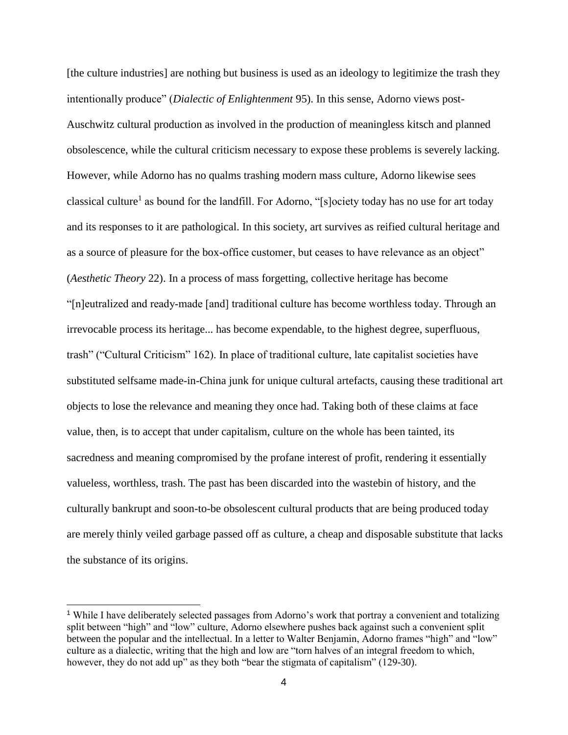[the culture industries] are nothing but business is used as an ideology to legitimize the trash they intentionally produce" (*Dialectic of Enlightenment* 95). In this sense, Adorno views post-Auschwitz cultural production as involved in the production of meaningless kitsch and planned obsolescence, while the cultural criticism necessary to expose these problems is severely lacking. However, while Adorno has no qualms trashing modern mass culture, Adorno likewise sees classical culture[1] as bound for the landfill. For Adorno, "[s]ociety today has no use for art today and its responses to it are pathological. In this society, art survives as reified cultural heritage and as a source of pleasure for the box-office customer, but ceases to have relevance as an object" (*Aesthetic Theory* 22). In a process of mass forgetting, collective heritage has become "[n]eutralized and ready-made [and] traditional culture has become worthless today. Through an irrevocable process its heritage... has become expendable, to the highest degree, superfluous, trash" ("Cultural Criticism" 162). In place of traditional culture, late capitalist societies have substituted selfsame made-in-China junk for unique cultural artefacts, causing these traditional art objects to lose the relevance and meaning they once had. Taking both of these claims at face value, then, is to accept that under capitalism, culture on the whole has been tainted, its sacredness and meaning compromised by the profane interest of profit, rendering it essentially valueless, worthless, trash. The past has been discarded into the wastebin of history, and the culturally bankrupt and soon-to-be obsolescent cultural products that are being produced today are merely thinly veiled garbage passed off as culture, a cheap and disposable substitute that lacks the substance of its origins.

[1] While I have deliberately selected passages from Adorno's work that portray a convenient and totalizing split between "high" and "low" culture, Adorno elsewhere pushes back against such a convenient split between the popular and the intellectual. In a letter to Walter Benjamin, Adorno frames "high" and "low" culture as a dialectic, writing that the high and low are "torn halves of an integral freedom to which, however, they do not add up" as they both "bear the stigmata of capitalism" (129-30).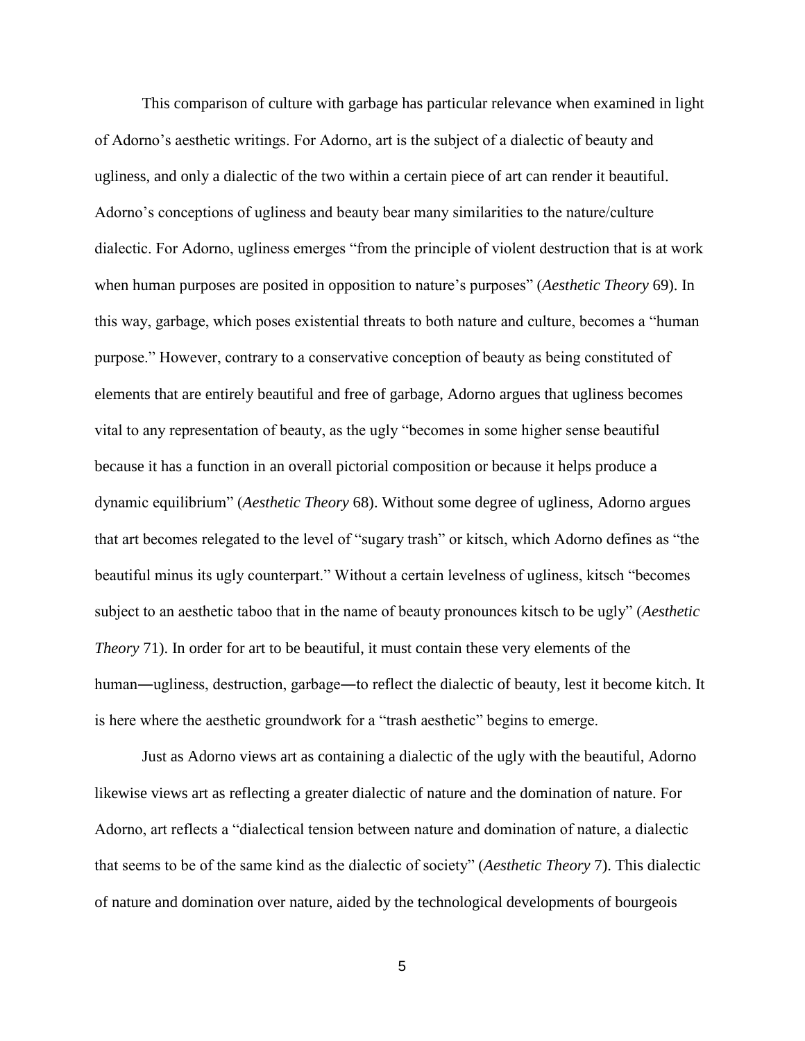This comparison of culture with garbage has particular relevance when examined in light of Adorno's aesthetic writings. For Adorno, art is the subject of a dialectic of beauty and ugliness, and only a dialectic of the two within a certain piece of art can render it beautiful. Adorno's conceptions of ugliness and beauty bear many similarities to the nature/culture dialectic. For Adorno, ugliness emerges "from the principle of violent destruction that is at work when human purposes are posited in opposition to nature's purposes" (*Aesthetic Theory* 69). In this way, garbage, which poses existential threats to both nature and culture, becomes a "human purpose." However, contrary to a conservative conception of beauty as being constituted of elements that are entirely beautiful and free of garbage, Adorno argues that ugliness becomes vital to any representation of beauty, as the ugly "becomes in some higher sense beautiful because it has a function in an overall pictorial composition or because it helps produce a dynamic equilibrium" (*Aesthetic Theory* 68). Without some degree of ugliness, Adorno argues that art becomes relegated to the level of "sugary trash" or kitsch, which Adorno defines as "the beautiful minus its ugly counterpart." Without a certain levelness of ugliness, kitsch "becomes subject to an aesthetic taboo that in the name of beauty pronounces kitsch to be ugly" (*Aesthetic Theory* 71). In order for art to be beautiful, it must contain these very elements of the human—ugliness, destruction, garbage—to reflect the dialectic of beauty, lest it become kitch. It is here where the aesthetic groundwork for a "trash aesthetic" begins to emerge.

Just as Adorno views art as containing a dialectic of the ugly with the beautiful, Adorno likewise views art as reflecting a greater dialectic of nature and the domination of nature. For Adorno, art reflects a "dialectical tension between nature and domination of nature, a dialectic that seems to be of the same kind as the dialectic of society" (*Aesthetic Theory* 7). This dialectic of nature and domination over nature, aided by the technological developments of bourgeois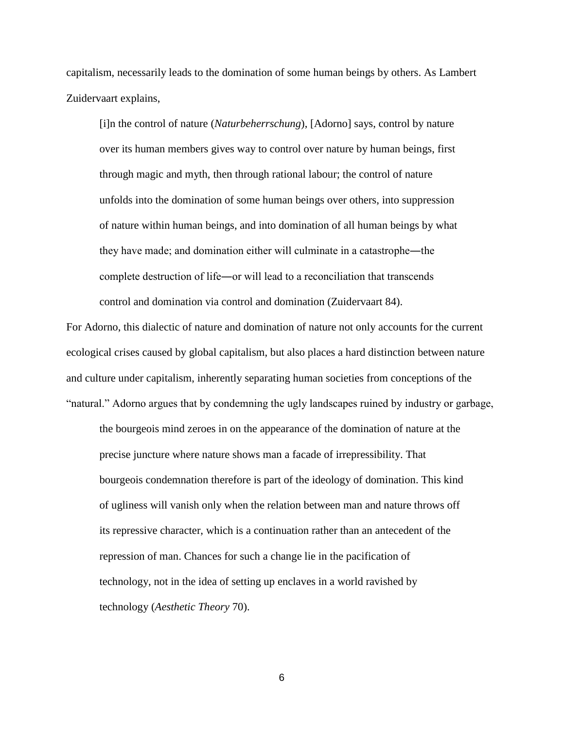capitalism, necessarily leads to the domination of some human beings by others. As Lambert Zuidervaart explains,

> [i]n the control of nature (*Naturbeherrschung*), [Adorno] says, control by nature over its human members gives way to control over nature by human beings, first through magic and myth, then through rational labour; the control of nature unfolds into the domination of some human beings over others, into suppression of nature within human beings, and into domination of all human beings by what they have made; and domination either will culminate in a catastrophe—the complete destruction of life—or will lead to a reconciliation that transcends control and domination via control and domination (Zuidervaart 84).

For Adorno, this dialectic of nature and domination of nature not only accounts for the current ecological crises caused by global capitalism, but also places a hard distinction between nature and culture under capitalism, inherently separating human societies from conceptions of the "natural." Adorno argues that by condemning the ugly landscapes ruined by industry or garbage,

> the bourgeois mind zeroes in on the appearance of the domination of nature at the precise juncture where nature shows man a facade of irrepressibility. That bourgeois condemnation therefore is part of the ideology of domination. This kind of ugliness will vanish only when the relation between man and nature throws off its repressive character, which is a continuation rather than an antecedent of the repression of man. Chances for such a change lie in the pacification of technology, not in the idea of setting up enclaves in a world ravished by technology (*Aesthetic Theory* 70).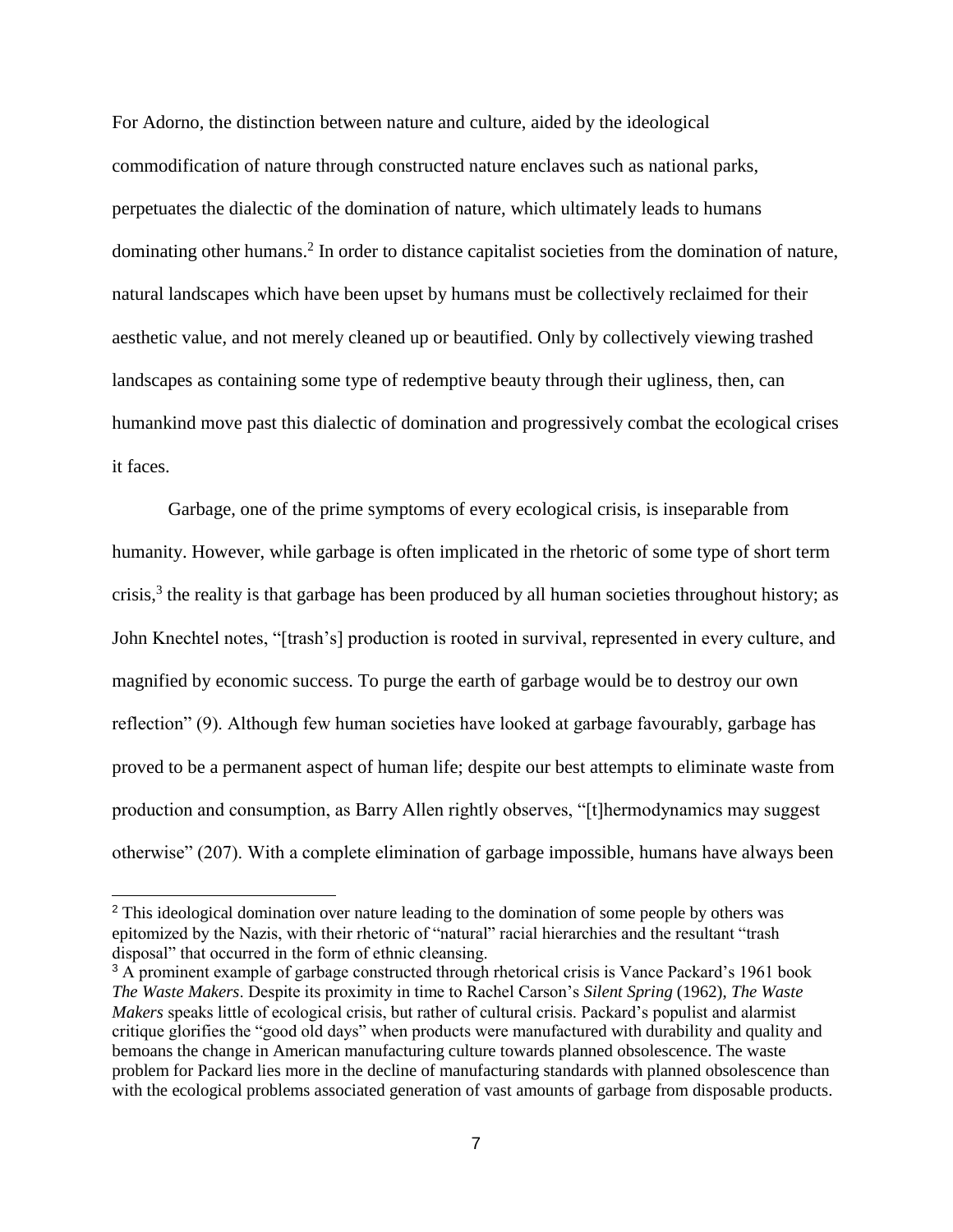For Adorno, the distinction between nature and culture, aided by the ideological commodification of nature through constructed nature enclaves such as national parks, perpetuates the dialectic of the domination of nature, which ultimately leads to humans dominating other humans.[2] In order to distance capitalist societies from the domination of nature, natural landscapes which have been upset by humans must be collectively reclaimed for their aesthetic value, and not merely cleaned up or beautified. Only by collectively viewing trashed landscapes as containing some type of redemptive beauty through their ugliness, then, can humankind move past this dialectic of domination and progressively combat the ecological crises it faces.

Garbage, one of the prime symptoms of every ecological crisis, is inseparable from humanity. However, while garbage is often implicated in the rhetoric of some type of short term crisis,[3] the reality is that garbage has been produced by all human societies throughout history; as John Knechtel notes, "[trash's] production is rooted in survival, represented in every culture, and magnified by economic success. To purge the earth of garbage would be to destroy our own reflection" (9). Although few human societies have looked at garbage favourably, garbage has proved to be a permanent aspect of human life; despite our best attempts to eliminate waste from production and consumption, as Barry Allen rightly observes, "[t]hermodynamics may suggest otherwise" (207). With a complete elimination of garbage impossible, humans have always been

---

[2] This ideological domination over nature leading to the domination of some people by others was epitomized by the Nazis, with their rhetoric of "natural" racial hierarchies and the resultant "trash disposal" that occurred in the form of ethnic cleansing.

[3] A prominent example of garbage constructed through rhetorical crisis is Vance Packard's 1961 book *The Waste Makers*. Despite its proximity in time to Rachel Carson's *Silent Spring* (1962), *The Waste Makers* speaks little of ecological crisis, but rather of cultural crisis. Packard's populist and alarmist critique glorifies the "good old days" when products were manufactured with durability and quality and bemoans the change in American manufacturing culture towards planned obsolescence. The waste problem for Packard lies more in the decline of manufacturing standards with planned obsolescence than with the ecological problems associated generation of vast amounts of garbage from disposable products.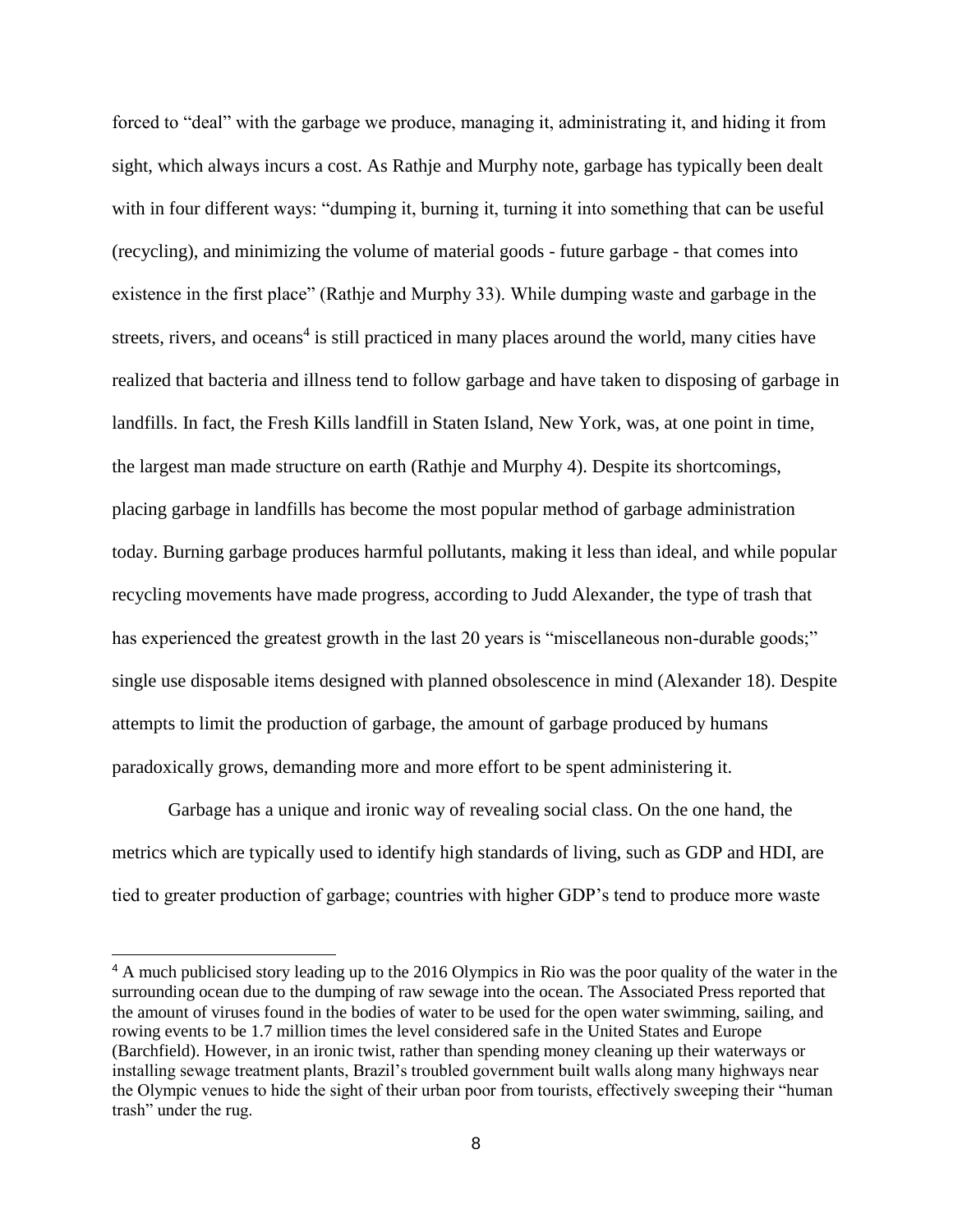forced to "deal" with the garbage we produce, managing it, administrating it, and hiding it from sight, which always incurs a cost. As Rathje and Murphy note, garbage has typically been dealt with in four different ways: "dumping it, burning it, turning it into something that can be useful (recycling), and minimizing the volume of material goods - future garbage - that comes into existence in the first place" (Rathje and Murphy 33). While dumping waste and garbage in the streets, rivers, and oceans[4] is still practiced in many places around the world, many cities have realized that bacteria and illness tend to follow garbage and have taken to disposing of garbage in landfills. In fact, the Fresh Kills landfill in Staten Island, New York, was, at one point in time, the largest man made structure on earth (Rathje and Murphy 4). Despite its shortcomings, placing garbage in landfills has become the most popular method of garbage administration today. Burning garbage produces harmful pollutants, making it less than ideal, and while popular recycling movements have made progress, according to Judd Alexander, the type of trash that has experienced the greatest growth in the last 20 years is "miscellaneous non-durable goods;" single use disposable items designed with planned obsolescence in mind (Alexander 18). Despite attempts to limit the production of garbage, the amount of garbage produced by humans paradoxically grows, demanding more and more effort to be spent administering it.

Garbage has a unique and ironic way of revealing social class. On the one hand, the metrics which are typically used to identify high standards of living, such as GDP and HDI, are tied to greater production of garbage; countries with higher GDP's tend to produce more waste

[4] A much publicised story leading up to the 2016 Olympics in Rio was the poor quality of the water in the surrounding ocean due to the dumping of raw sewage into the ocean. The Associated Press reported that the amount of viruses found in the bodies of water to be used for the open water swimming, sailing, and rowing events to be 1.7 million times the level considered safe in the United States and Europe (Barchfield). However, in an ironic twist, rather than spending money cleaning up their waterways or installing sewage treatment plants, Brazil's troubled government built walls along many highways near the Olympic venues to hide the sight of their urban poor from tourists, effectively sweeping their "human trash" under the rug.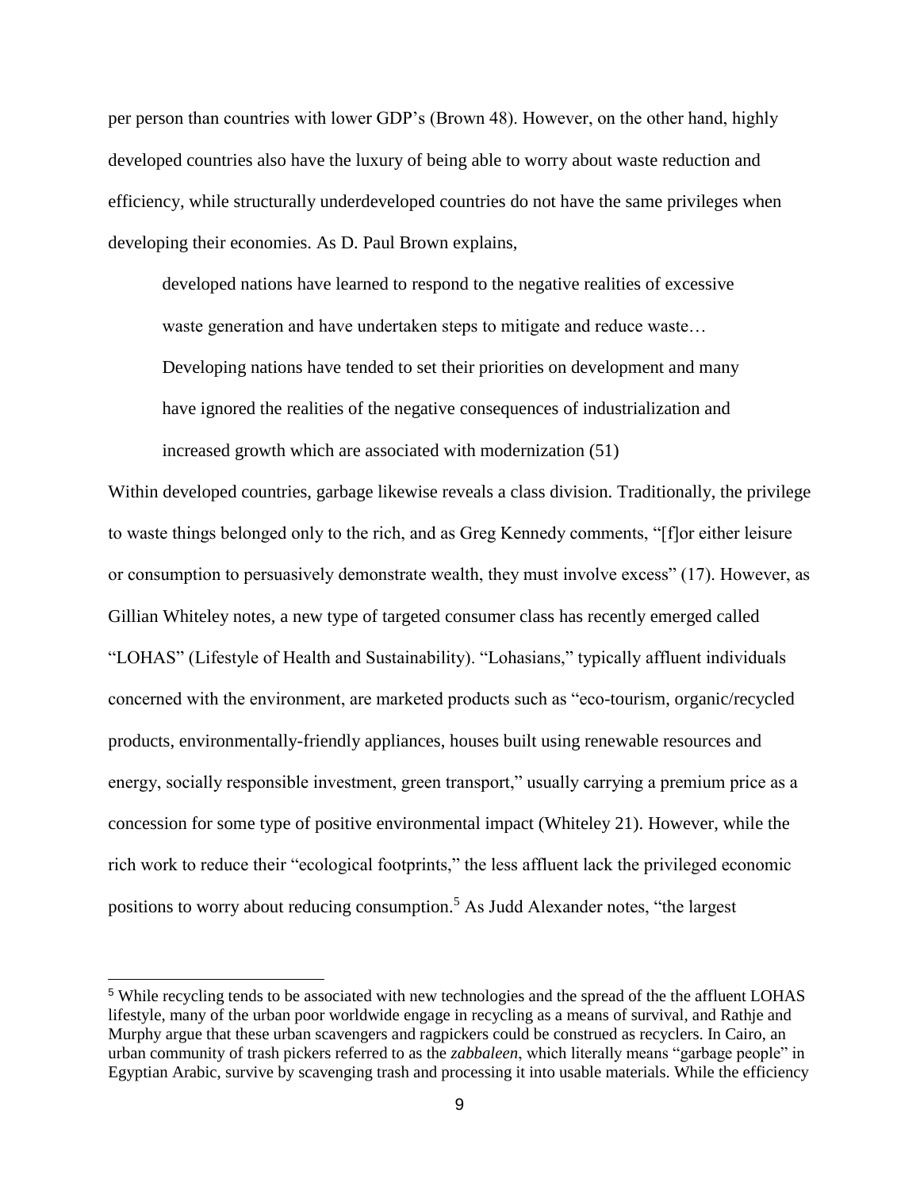per person than countries with lower GDP's (Brown 48). However, on the other hand, highly developed countries also have the luxury of being able to worry about waste reduction and efficiency, while structurally underdeveloped countries do not have the same privileges when developing their economies. As D. Paul Brown explains,

> developed nations have learned to respond to the negative realities of excessive waste generation and have undertaken steps to mitigate and reduce waste… Developing nations have tended to set their priorities on development and many have ignored the realities of the negative consequences of industrialization and increased growth which are associated with modernization (51)

Within developed countries, garbage likewise reveals a class division. Traditionally, the privilege to waste things belonged only to the rich, and as Greg Kennedy comments, "[f]or either leisure or consumption to persuasively demonstrate wealth, they must involve excess" (17). However, as Gillian Whiteley notes, a new type of targeted consumer class has recently emerged called "LOHAS" (Lifestyle of Health and Sustainability). "Lohasians," typically affluent individuals concerned with the environment, are marketed products such as "eco-tourism, organic/recycled products, environmentally-friendly appliances, houses built using renewable resources and energy, socially responsible investment, green transport," usually carrying a premium price as a concession for some type of positive environmental impact (Whiteley 21). However, while the rich work to reduce their "ecological footprints," the less affluent lack the privileged economic positions to worry about reducing consumption.[5] As Judd Alexander notes, "the largest

[5] While recycling tends to be associated with new technologies and the spread of the the affluent LOHAS lifestyle, many of the urban poor worldwide engage in recycling as a means of survival, and Rathje and Murphy argue that these urban scavengers and ragpickers could be construed as recyclers. In Cairo, an urban community of trash pickers referred to as the *zabbaleen*, which literally means "garbage people" in Egyptian Arabic, survive by scavenging trash and processing it into usable materials. While the efficiency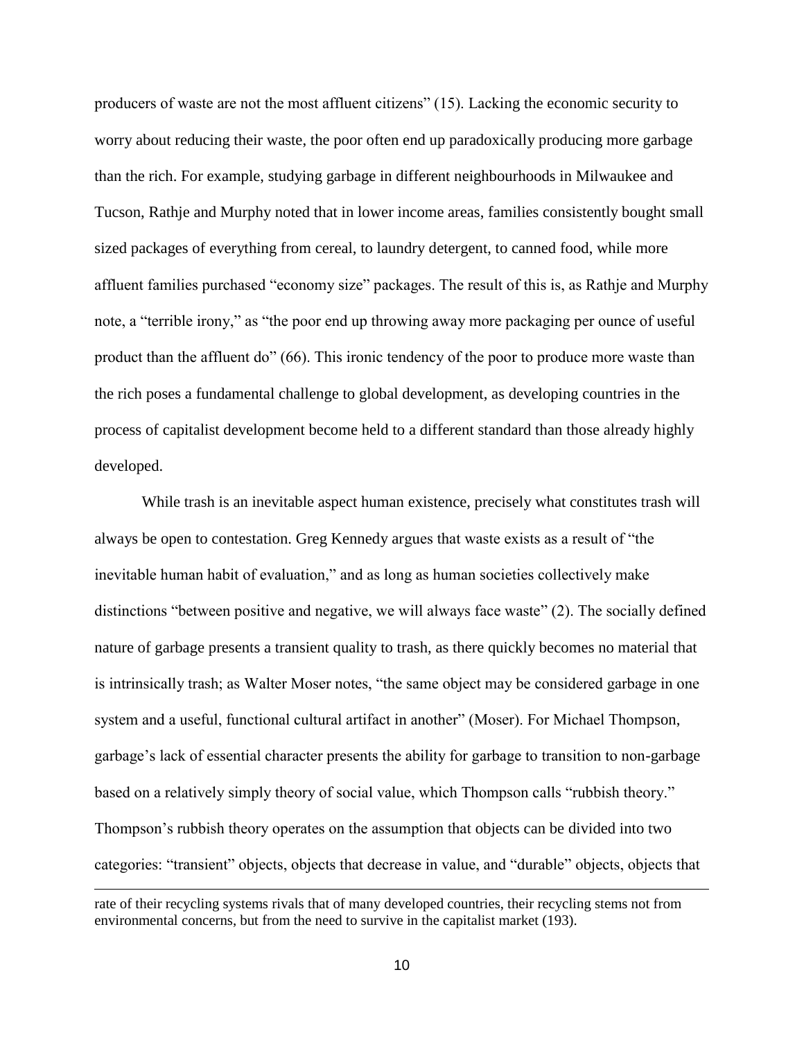producers of waste are not the most affluent citizens" (15). Lacking the economic security to worry about reducing their waste, the poor often end up paradoxically producing more garbage than the rich. For example, studying garbage in different neighbourhoods in Milwaukee and Tucson, Rathje and Murphy noted that in lower income areas, families consistently bought small sized packages of everything from cereal, to laundry detergent, to canned food, while more affluent families purchased "economy size" packages. The result of this is, as Rathje and Murphy note, a "terrible irony," as "the poor end up throwing away more packaging per ounce of useful product than the affluent do" (66). This ironic tendency of the poor to produce more waste than the rich poses a fundamental challenge to global development, as developing countries in the process of capitalist development become held to a different standard than those already highly developed.

While trash is an inevitable aspect human existence, precisely what constitutes trash will always be open to contestation. Greg Kennedy argues that waste exists as a result of "the inevitable human habit of evaluation," and as long as human societies collectively make distinctions "between positive and negative, we will always face waste" (2). The socially defined nature of garbage presents a transient quality to trash, as there quickly becomes no material that is intrinsically trash; as Walter Moser notes, "the same object may be considered garbage in one system and a useful, functional cultural artifact in another" (Moser). For Michael Thompson, garbage's lack of essential character presents the ability for garbage to transition to non-garbage based on a relatively simply theory of social value, which Thompson calls "rubbish theory." Thompson's rubbish theory operates on the assumption that objects can be divided into two categories: "transient" objects, objects that decrease in value, and "durable" objects, objects that

---

rate of their recycling systems rivals that of many developed countries, their recycling stems not from environmental concerns, but from the need to survive in the capitalist market (193).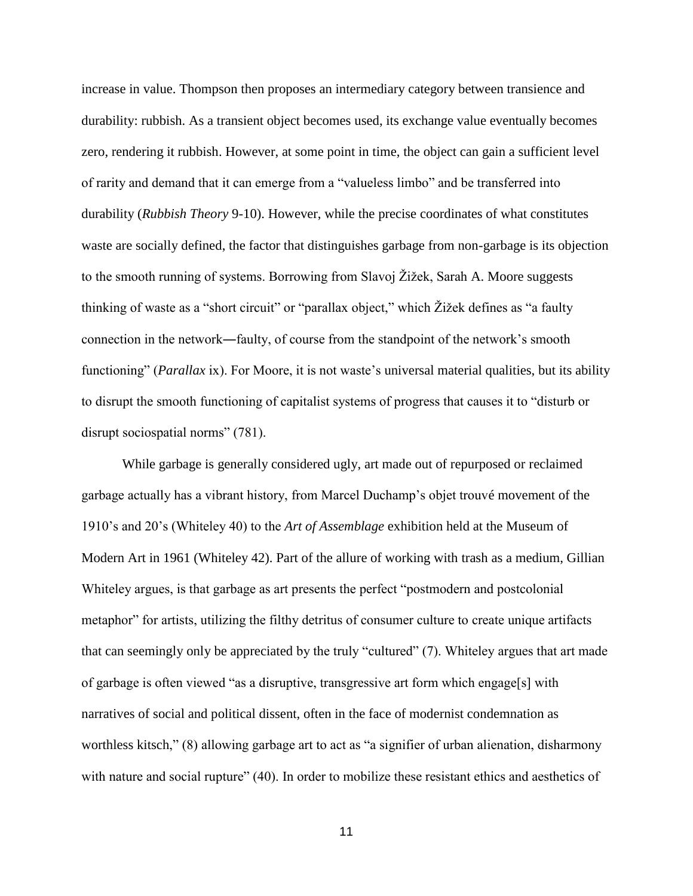increase in value. Thompson then proposes an intermediary category between transience and durability: rubbish. As a transient object becomes used, its exchange value eventually becomes zero, rendering it rubbish. However, at some point in time, the object can gain a sufficient level of rarity and demand that it can emerge from a "valueless limbo" and be transferred into durability (*Rubbish Theory* 9-10). However, while the precise coordinates of what constitutes waste are socially defined, the factor that distinguishes garbage from non-garbage is its objection to the smooth running of systems. Borrowing from Slavoj Žižek, Sarah A. Moore suggests thinking of waste as a "short circuit" or "parallax object," which Žižek defines as "a faulty connection in the network―faulty, of course from the standpoint of the network's smooth functioning" (*Parallax* ix). For Moore, it is not waste's universal material qualities, but its ability to disrupt the smooth functioning of capitalist systems of progress that causes it to "disturb or disrupt sociospatial norms" (781).

While garbage is generally considered ugly, art made out of repurposed or reclaimed garbage actually has a vibrant history, from Marcel Duchamp's objet trouvé movement of the 1910's and 20's (Whiteley 40) to the *Art of Assemblage* exhibition held at the Museum of Modern Art in 1961 (Whiteley 42). Part of the allure of working with trash as a medium, Gillian Whiteley argues, is that garbage as art presents the perfect "postmodern and postcolonial metaphor" for artists, utilizing the filthy detritus of consumer culture to create unique artifacts that can seemingly only be appreciated by the truly "cultured" (7). Whiteley argues that art made of garbage is often viewed "as a disruptive, transgressive art form which engage[s] with narratives of social and political dissent, often in the face of modernist condemnation as worthless kitsch," (8) allowing garbage art to act as "a signifier of urban alienation, disharmony with nature and social rupture" (40). In order to mobilize these resistant ethics and aesthetics of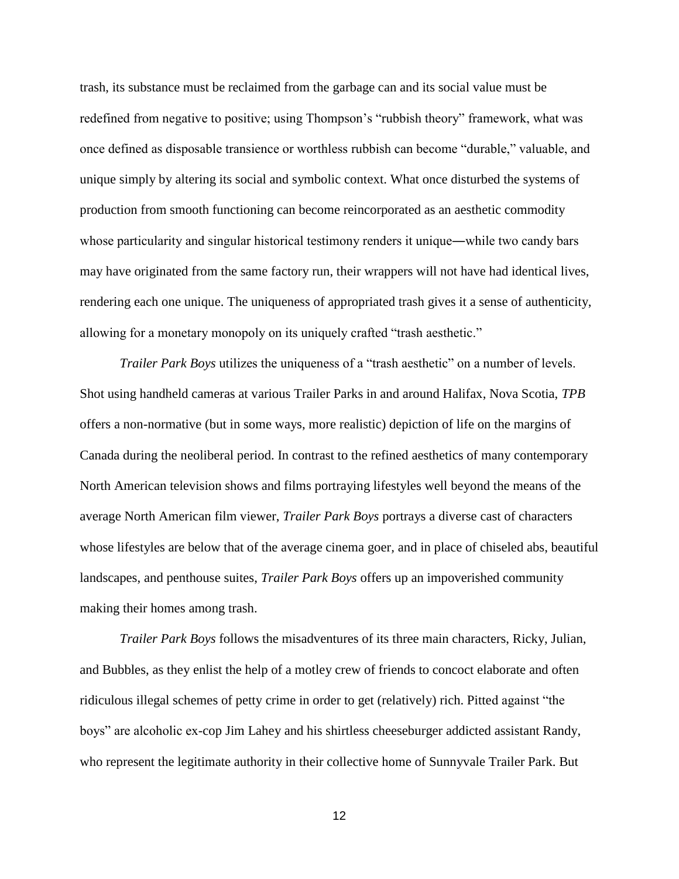trash, its substance must be reclaimed from the garbage can and its social value must be redefined from negative to positive; using Thompson's "rubbish theory" framework, what was once defined as disposable transience or worthless rubbish can become "durable," valuable, and unique simply by altering its social and symbolic context. What once disturbed the systems of production from smooth functioning can become reincorporated as an aesthetic commodity whose particularity and singular historical testimony renders it unique—while two candy bars may have originated from the same factory run, their wrappers will not have had identical lives, rendering each one unique. The uniqueness of appropriated trash gives it a sense of authenticity, allowing for a monetary monopoly on its uniquely crafted "trash aesthetic."

*Trailer Park Boys* utilizes the uniqueness of a "trash aesthetic" on a number of levels. Shot using handheld cameras at various Trailer Parks in and around Halifax, Nova Scotia, *TPB* offers a non-normative (but in some ways, more realistic) depiction of life on the margins of Canada during the neoliberal period. In contrast to the refined aesthetics of many contemporary North American television shows and films portraying lifestyles well beyond the means of the average North American film viewer, *Trailer Park Boys* portrays a diverse cast of characters whose lifestyles are below that of the average cinema goer, and in place of chiseled abs, beautiful landscapes, and penthouse suites, *Trailer Park Boys* offers up an impoverished community making their homes among trash.

*Trailer Park Boys* follows the misadventures of its three main characters, Ricky, Julian, and Bubbles, as they enlist the help of a motley crew of friends to concoct elaborate and often ridiculous illegal schemes of petty crime in order to get (relatively) rich. Pitted against "the boys" are alcoholic ex-cop Jim Lahey and his shirtless cheeseburger addicted assistant Randy, who represent the legitimate authority in their collective home of Sunnyvale Trailer Park. But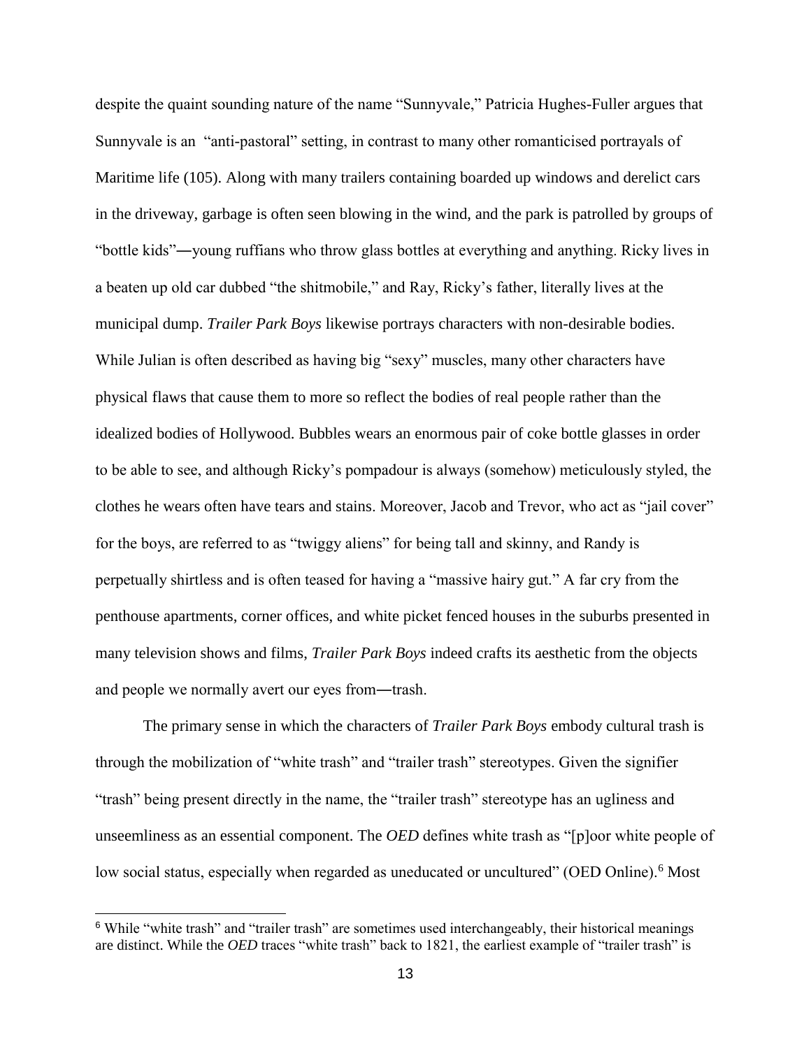despite the quaint sounding nature of the name "Sunnyvale," Patricia Hughes-Fuller argues that Sunnyvale is an "anti-pastoral" setting, in contrast to many other romanticised portrayals of Maritime life (105). Along with many trailers containing boarded up windows and derelict cars in the driveway, garbage is often seen blowing in the wind, and the park is patrolled by groups of "bottle kids"―young ruffians who throw glass bottles at everything and anything. Ricky lives in a beaten up old car dubbed "the shitmobile," and Ray, Ricky's father, literally lives at the municipal dump. *Trailer Park Boys* likewise portrays characters with non-desirable bodies. While Julian is often described as having big "sexy" muscles, many other characters have physical flaws that cause them to more so reflect the bodies of real people rather than the idealized bodies of Hollywood. Bubbles wears an enormous pair of coke bottle glasses in order to be able to see, and although Ricky's pompadour is always (somehow) meticulously styled, the clothes he wears often have tears and stains. Moreover, Jacob and Trevor, who act as "jail cover" for the boys, are referred to as "twiggy aliens" for being tall and skinny, and Randy is perpetually shirtless and is often teased for having a "massive hairy gut." A far cry from the penthouse apartments, corner offices, and white picket fenced houses in the suburbs presented in many television shows and films, *Trailer Park Boys* indeed crafts its aesthetic from the objects and people we normally avert our eyes from―trash.

The primary sense in which the characters of *Trailer Park Boys* embody cultural trash is through the mobilization of "white trash" and "trailer trash" stereotypes. Given the signifier "trash" being present directly in the name, the "trailer trash" stereotype has an ugliness and unseemliness as an essential component. The *OED* defines white trash as "[p]oor white people of low social status, especially when regarded as uneducated or uncultured" (OED Online).[6] Most

[6] While "white trash" and "trailer trash" are sometimes used interchangeably, their historical meanings are distinct. While the *OED* traces "white trash" back to 1821, the earliest example of "trailer trash" is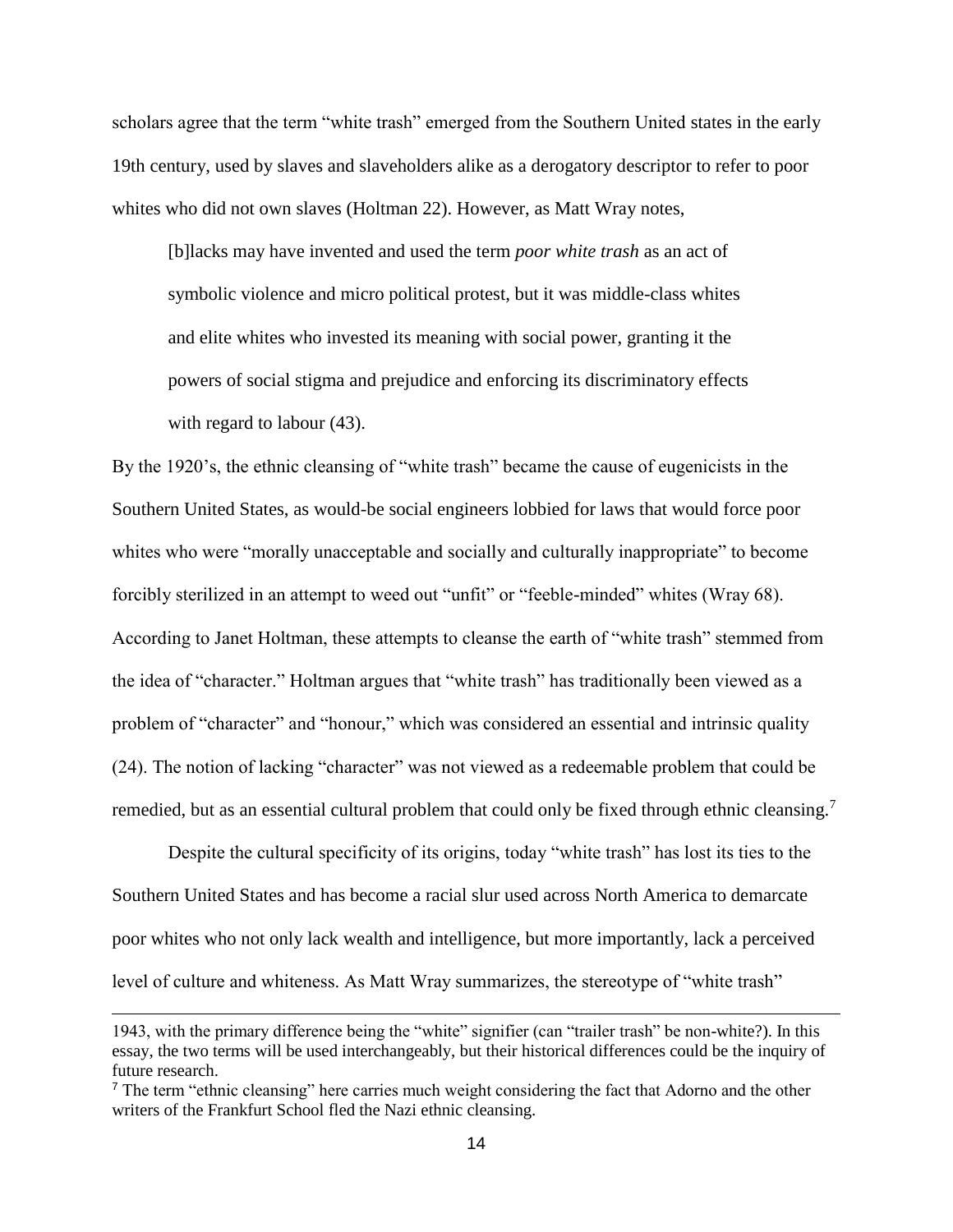scholars agree that the term "white trash" emerged from the Southern United states in the early 19th century, used by slaves and slaveholders alike as a derogatory descriptor to refer to poor whites who did not own slaves (Holtman 22). However, as Matt Wray notes,

> [b]lacks may have invented and used the term *poor white trash* as an act of symbolic violence and micro political protest, but it was middle-class whites and elite whites who invested its meaning with social power, granting it the powers of social stigma and prejudice and enforcing its discriminatory effects with regard to labour (43).

By the 1920's, the ethnic cleansing of "white trash" became the cause of eugenicists in the Southern United States, as would-be social engineers lobbied for laws that would force poor whites who were "morally unacceptable and socially and culturally inappropriate" to become forcibly sterilized in an attempt to weed out "unfit" or "feeble-minded" whites (Wray 68). According to Janet Holtman, these attempts to cleanse the earth of "white trash" stemmed from the idea of "character." Holtman argues that "white trash" has traditionally been viewed as a problem of "character" and "honour," which was considered an essential and intrinsic quality (24). The notion of lacking "character" was not viewed as a redeemable problem that could be remedied, but as an essential cultural problem that could only be fixed through ethnic cleansing.[7]

Despite the cultural specificity of its origins, today "white trash" has lost its ties to the Southern United States and has become a racial slur used across North America to demarcate poor whites who not only lack wealth and intelligence, but more importantly, lack a perceived level of culture and whiteness. As Matt Wray summarizes, the stereotype of "white trash"

---

1943, with the primary difference being the "white" signifier (can "trailer trash" be non-white?). In this essay, the two terms will be used interchangeably, but their historical differences could be the inquiry of future research.

[7] The term "ethnic cleansing" here carries much weight considering the fact that Adorno and the other writers of the Frankfurt School fled the Nazi ethnic cleansing.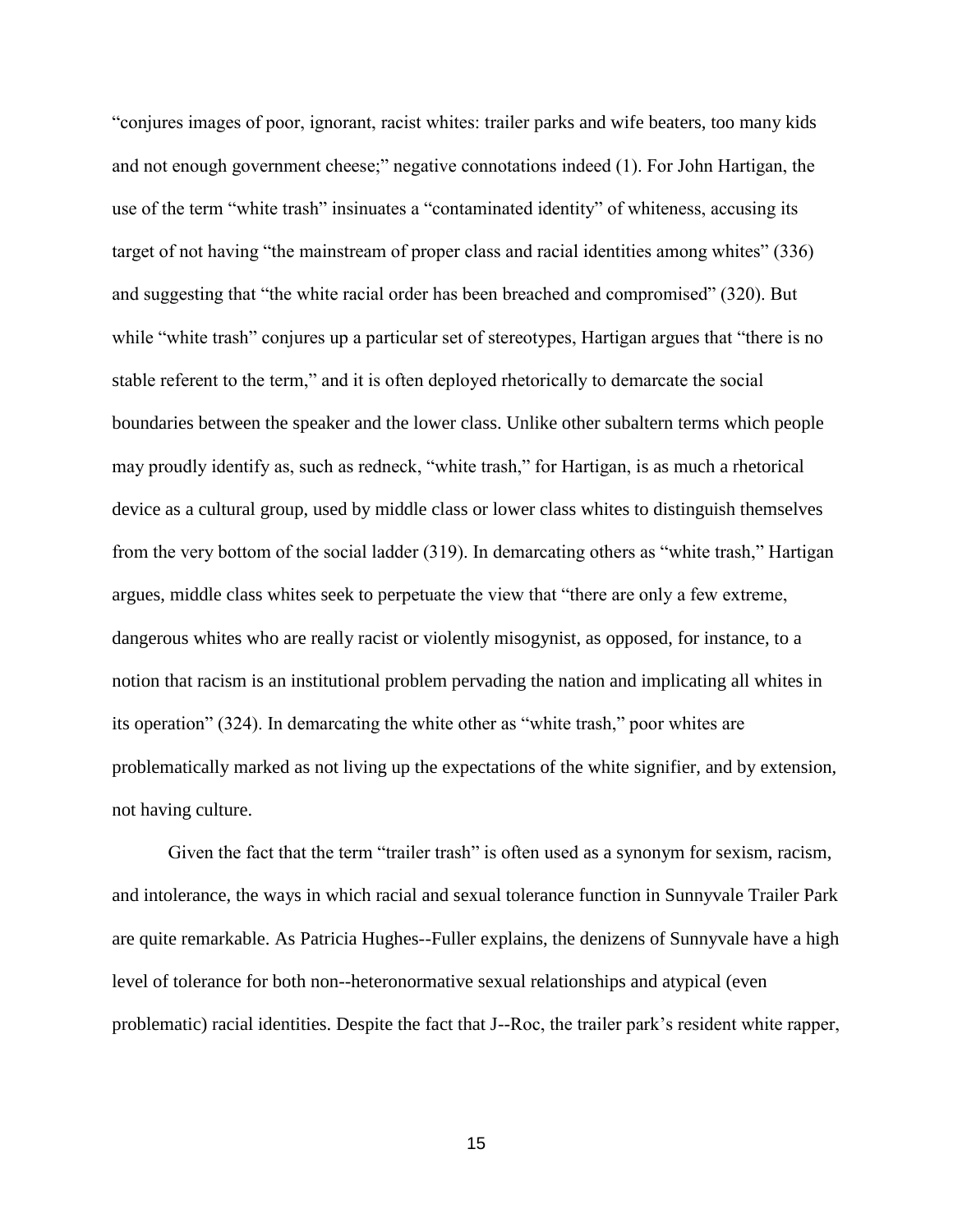"conjures images of poor, ignorant, racist whites: trailer parks and wife beaters, too many kids and not enough government cheese;" negative connotations indeed (1). For John Hartigan, the use of the term "white trash" insinuates a "contaminated identity" of whiteness, accusing its target of not having "the mainstream of proper class and racial identities among whites" (336) and suggesting that "the white racial order has been breached and compromised" (320). But while "white trash" conjures up a particular set of stereotypes, Hartigan argues that "there is no stable referent to the term," and it is often deployed rhetorically to demarcate the social boundaries between the speaker and the lower class. Unlike other subaltern terms which people may proudly identify as, such as redneck, "white trash," for Hartigan, is as much a rhetorical device as a cultural group, used by middle class or lower class whites to distinguish themselves from the very bottom of the social ladder (319). In demarcating others as "white trash," Hartigan argues, middle class whites seek to perpetuate the view that "there are only a few extreme, dangerous whites who are really racist or violently misogynist, as opposed, for instance, to a notion that racism is an institutional problem pervading the nation and implicating all whites in its operation" (324). In demarcating the white other as "white trash," poor whites are problematically marked as not living up the expectations of the white signifier, and by extension, not having culture.

Given the fact that the term "trailer trash" is often used as a synonym for sexism, racism, and intolerance, the ways in which racial and sexual tolerance function in Sunnyvale Trailer Park are quite remarkable. As Patricia Hughes--Fuller explains, the denizens of Sunnyvale have a high level of tolerance for both non--heteronormative sexual relationships and atypical (even problematic) racial identities. Despite the fact that J--Roc, the trailer park's resident white rapper,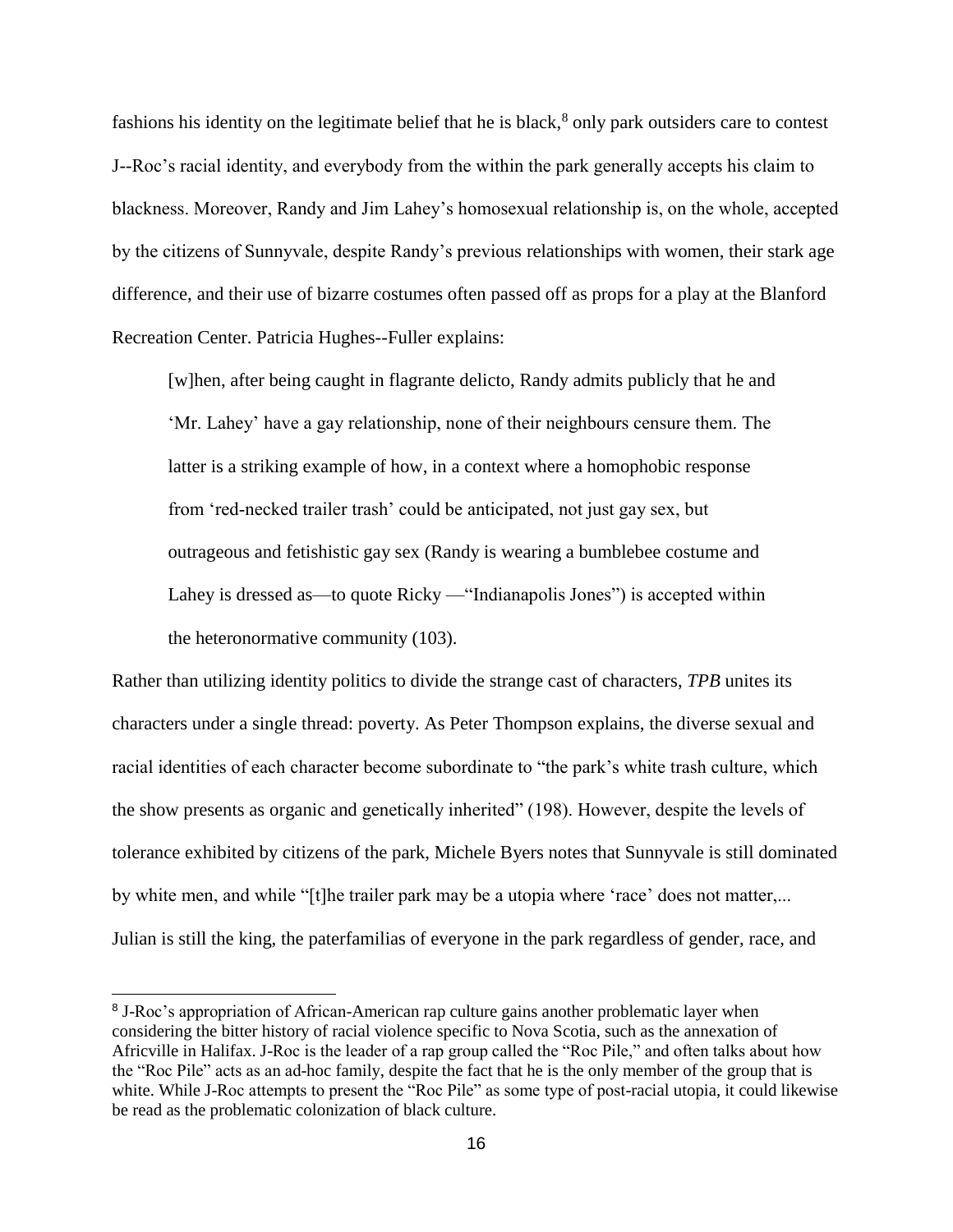fashions his identity on the legitimate belief that he is black,[8] only park outsiders care to contest J--Roc's racial identity, and everybody from the within the park generally accepts his claim to blackness. Moreover, Randy and Jim Lahey's homosexual relationship is, on the whole, accepted by the citizens of Sunnyvale, despite Randy's previous relationships with women, their stark age difference, and their use of bizarre costumes often passed off as props for a play at the Blanford Recreation Center. Patricia Hughes--Fuller explains:

> [w]hen, after being caught in flagrante delicto, Randy admits publicly that he and 'Mr. Lahey' have a gay relationship, none of their neighbours censure them. The latter is a striking example of how, in a context where a homophobic response from 'red-necked trailer trash' could be anticipated, not just gay sex, but outrageous and fetishistic gay sex (Randy is wearing a bumblebee costume and Lahey is dressed as—to quote Ricky —"Indianapolis Jones") is accepted within the heteronormative community (103).

Rather than utilizing identity politics to divide the strange cast of characters, *TPB* unites its characters under a single thread: poverty. As Peter Thompson explains, the diverse sexual and racial identities of each character become subordinate to "the park's white trash culture, which the show presents as organic and genetically inherited" (198). However, despite the levels of tolerance exhibited by citizens of the park, Michele Byers notes that Sunnyvale is still dominated by white men, and while "[t]he trailer park may be a utopia where 'race' does not matter,... Julian is still the king, the paterfamilias of everyone in the park regardless of gender, race, and

[8] J-Roc's appropriation of African-American rap culture gains another problematic layer when considering the bitter history of racial violence specific to Nova Scotia, such as the annexation of Africville in Halifax. J-Roc is the leader of a rap group called the "Roc Pile," and often talks about how the "Roc Pile" acts as an ad-hoc family, despite the fact that he is the only member of the group that is white. While J-Roc attempts to present the "Roc Pile" as some type of post-racial utopia, it could likewise be read as the problematic colonization of black culture.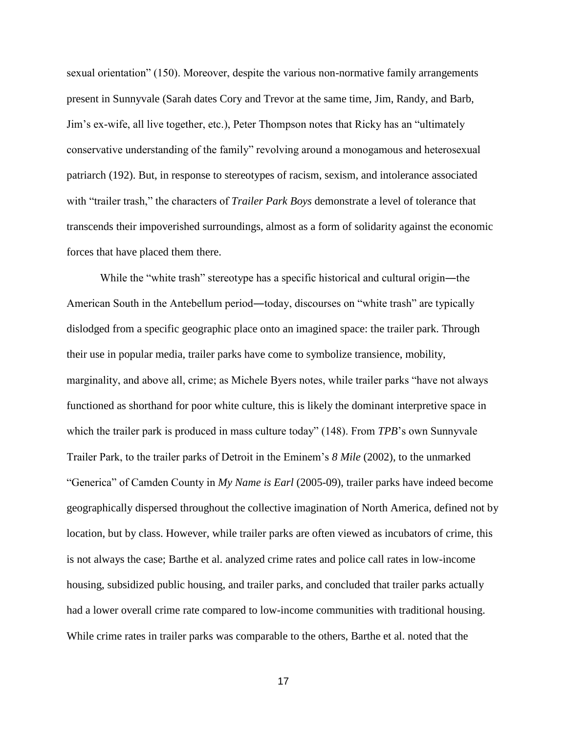sexual orientation" (150). Moreover, despite the various non-normative family arrangements present in Sunnyvale (Sarah dates Cory and Trevor at the same time, Jim, Randy, and Barb, Jim's ex-wife, all live together, etc.), Peter Thompson notes that Ricky has an "ultimately conservative understanding of the family" revolving around a monogamous and heterosexual patriarch (192). But, in response to stereotypes of racism, sexism, and intolerance associated with "trailer trash," the characters of *Trailer Park Boys* demonstrate a level of tolerance that transcends their impoverished surroundings, almost as a form of solidarity against the economic forces that have placed them there.

While the "white trash" stereotype has a specific historical and cultural origin―the American South in the Antebellum period―today, discourses on "white trash" are typically dislodged from a specific geographic place onto an imagined space: the trailer park. Through their use in popular media, trailer parks have come to symbolize transience, mobility, marginality, and above all, crime; as Michele Byers notes, while trailer parks "have not always functioned as shorthand for poor white culture, this is likely the dominant interpretive space in which the trailer park is produced in mass culture today" (148). From *TPB*'s own Sunnyvale Trailer Park, to the trailer parks of Detroit in the Eminem's *8 Mile* (2002), to the unmarked "Generica" of Camden County in *My Name is Earl* (2005-09), trailer parks have indeed become geographically dispersed throughout the collective imagination of North America, defined not by location, but by class. However, while trailer parks are often viewed as incubators of crime, this is not always the case; Barthe et al. analyzed crime rates and police call rates in low-income housing, subsidized public housing, and trailer parks, and concluded that trailer parks actually had a lower overall crime rate compared to low-income communities with traditional housing. While crime rates in trailer parks was comparable to the others, Barthe et al. noted that the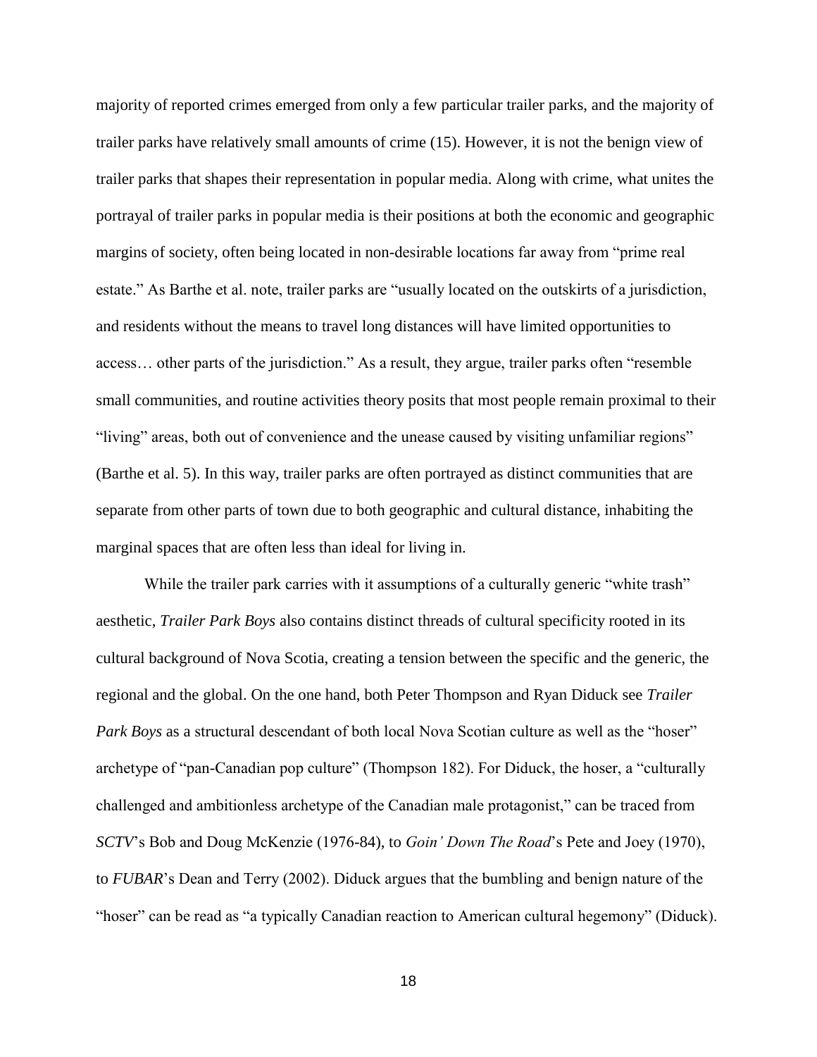majority of reported crimes emerged from only a few particular trailer parks, and the majority of trailer parks have relatively small amounts of crime (15). However, it is not the benign view of trailer parks that shapes their representation in popular media. Along with crime, what unites the portrayal of trailer parks in popular media is their positions at both the economic and geographic margins of society, often being located in non-desirable locations far away from "prime real estate." As Barthe et al. note, trailer parks are "usually located on the outskirts of a jurisdiction, and residents without the means to travel long distances will have limited opportunities to access… other parts of the jurisdiction." As a result, they argue, trailer parks often "resemble small communities, and routine activities theory posits that most people remain proximal to their "living" areas, both out of convenience and the unease caused by visiting unfamiliar regions" (Barthe et al. 5). In this way, trailer parks are often portrayed as distinct communities that are separate from other parts of town due to both geographic and cultural distance, inhabiting the marginal spaces that are often less than ideal for living in.

While the trailer park carries with it assumptions of a culturally generic "white trash" aesthetic, *Trailer Park Boys* also contains distinct threads of cultural specificity rooted in its cultural background of Nova Scotia, creating a tension between the specific and the generic, the regional and the global. On the one hand, both Peter Thompson and Ryan Diduck see *Trailer Park Boys* as a structural descendant of both local Nova Scotian culture as well as the "hoser" archetype of "pan-Canadian pop culture" (Thompson 182). For Diduck, the hoser, a "culturally challenged and ambitionless archetype of the Canadian male protagonist," can be traced from *SCTV*'s Bob and Doug McKenzie (1976-84), to *Goin' Down The Road*'s Pete and Joey (1970), to *FUBAR*'s Dean and Terry (2002). Diduck argues that the bumbling and benign nature of the "hoser" can be read as "a typically Canadian reaction to American cultural hegemony" (Diduck).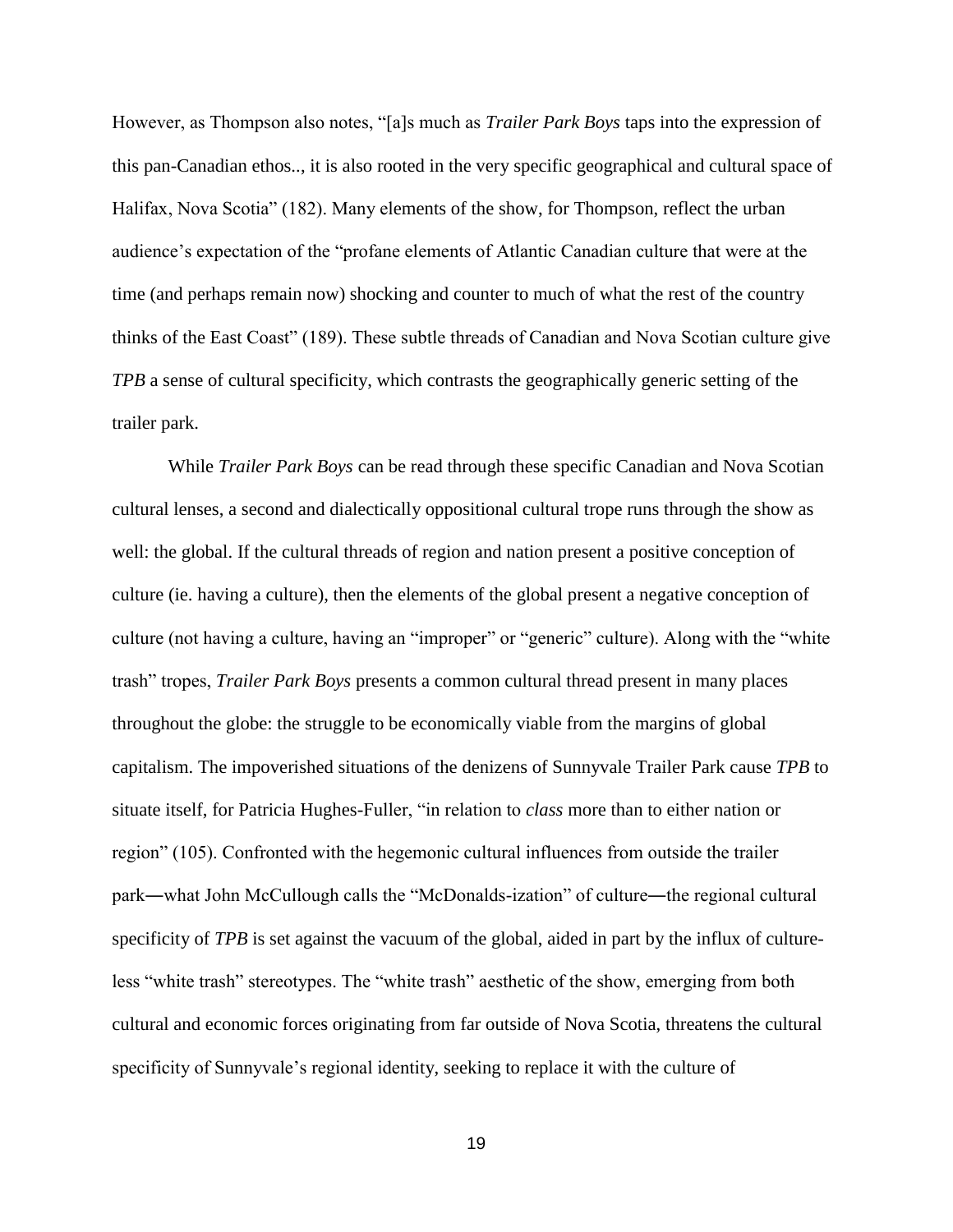However, as Thompson also notes, "[a]s much as *Trailer Park Boys* taps into the expression of this pan-Canadian ethos.., it is also rooted in the very specific geographical and cultural space of Halifax, Nova Scotia" (182). Many elements of the show, for Thompson, reflect the urban audience's expectation of the "profane elements of Atlantic Canadian culture that were at the time (and perhaps remain now) shocking and counter to much of what the rest of the country thinks of the East Coast" (189). These subtle threads of Canadian and Nova Scotian culture give *TPB* a sense of cultural specificity, which contrasts the geographically generic setting of the trailer park.

While *Trailer Park Boys* can be read through these specific Canadian and Nova Scotian cultural lenses, a second and dialectically oppositional cultural trope runs through the show as well: the global. If the cultural threads of region and nation present a positive conception of culture (ie. having a culture), then the elements of the global present a negative conception of culture (not having a culture, having an "improper" or "generic" culture). Along with the "white trash" tropes, *Trailer Park Boys* presents a common cultural thread present in many places throughout the globe: the struggle to be economically viable from the margins of global capitalism. The impoverished situations of the denizens of Sunnyvale Trailer Park cause *TPB* to situate itself, for Patricia Hughes-Fuller, "in relation to *class* more than to either nation or region" (105). Confronted with the hegemonic cultural influences from outside the trailer park―what John McCullough calls the "McDonalds-ization" of culture―the regional cultural specificity of *TPB* is set against the vacuum of the global, aided in part by the influx of culture-less "white trash" stereotypes. The "white trash" aesthetic of the show, emerging from both cultural and economic forces originating from far outside of Nova Scotia, threatens the cultural specificity of Sunnyvale's regional identity, seeking to replace it with the culture of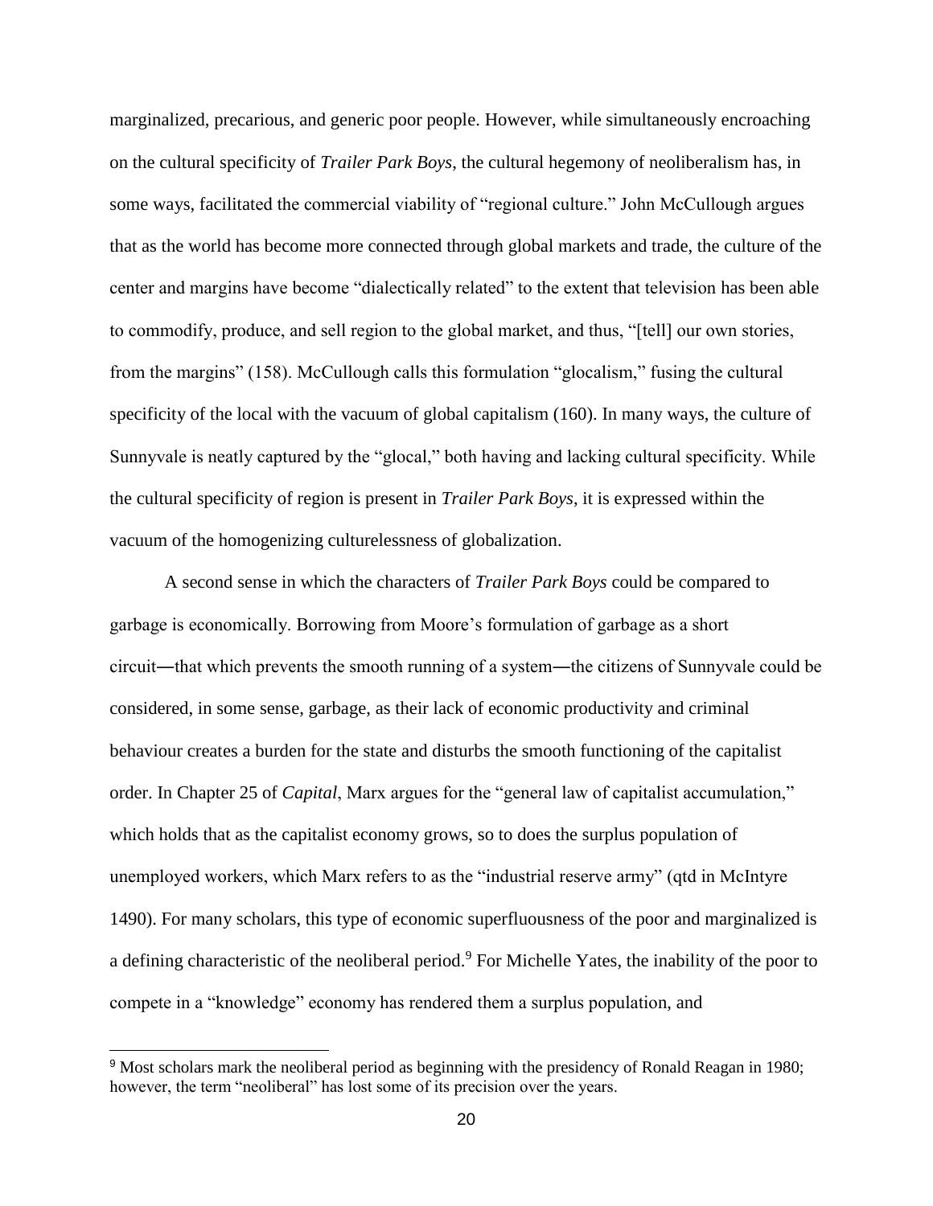marginalized, precarious, and generic poor people. However, while simultaneously encroaching on the cultural specificity of *Trailer Park Boys*, the cultural hegemony of neoliberalism has, in some ways, facilitated the commercial viability of "regional culture." John McCullough argues that as the world has become more connected through global markets and trade, the culture of the center and margins have become "dialectically related" to the extent that television has been able to commodify, produce, and sell region to the global market, and thus, "[tell] our own stories, from the margins" (158). McCullough calls this formulation "glocalism," fusing the cultural specificity of the local with the vacuum of global capitalism (160). In many ways, the culture of Sunnyvale is neatly captured by the "glocal," both having and lacking cultural specificity. While the cultural specificity of region is present in *Trailer Park Boys*, it is expressed within the vacuum of the homogenizing culturelessness of globalization.

A second sense in which the characters of *Trailer Park Boys* could be compared to garbage is economically. Borrowing from Moore's formulation of garbage as a short circuit―that which prevents the smooth running of a system―the citizens of Sunnyvale could be considered, in some sense, garbage, as their lack of economic productivity and criminal behaviour creates a burden for the state and disturbs the smooth functioning of the capitalist order. In Chapter 25 of *Capital*, Marx argues for the "general law of capitalist accumulation," which holds that as the capitalist economy grows, so to does the surplus population of unemployed workers, which Marx refers to as the "industrial reserve army" (qtd in McIntyre 1490). For many scholars, this type of economic superfluousness of the poor and marginalized is a defining characteristic of the neoliberal period.[9] For Michelle Yates, the inability of the poor to compete in a "knowledge" economy has rendered them a surplus population, and

[9] Most scholars mark the neoliberal period as beginning with the presidency of Ronald Reagan in 1980; however, the term "neoliberal" has lost some of its precision over the years.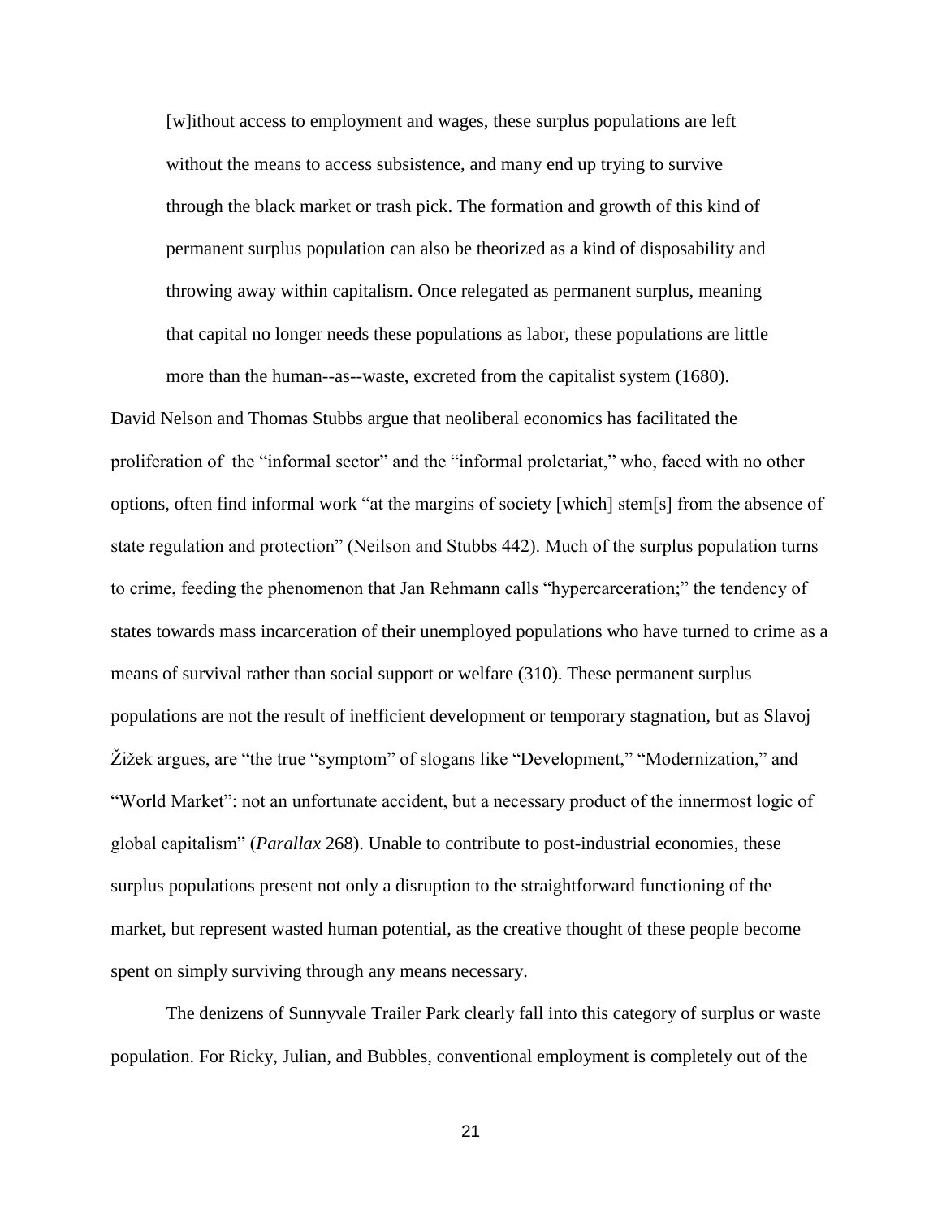> [w]ithout access to employment and wages, these surplus populations are left without the means to access subsistence, and many end up trying to survive through the black market or trash pick. The formation and growth of this kind of permanent surplus population can also be theorized as a kind of disposability and throwing away within capitalism. Once relegated as permanent surplus, meaning that capital no longer needs these populations as labor, these populations are little more than the human--as--waste, excreted from the capitalist system (1680).

David Nelson and Thomas Stubbs argue that neoliberal economics has facilitated the proliferation of the "informal sector" and the "informal proletariat," who, faced with no other options, often find informal work "at the margins of society [which] stem[s] from the absence of state regulation and protection" (Neilson and Stubbs 442). Much of the surplus population turns to crime, feeding the phenomenon that Jan Rehmann calls "hypercarceration;" the tendency of states towards mass incarceration of their unemployed populations who have turned to crime as a means of survival rather than social support or welfare (310). These permanent surplus populations are not the result of inefficient development or temporary stagnation, but as Slavoj Žižek argues, are "the true "symptom" of slogans like "Development," "Modernization," and "World Market": not an unfortunate accident, but a necessary product of the innermost logic of global capitalism" (*Parallax* 268). Unable to contribute to post-industrial economies, these surplus populations present not only a disruption to the straightforward functioning of the market, but represent wasted human potential, as the creative thought of these people become spent on simply surviving through any means necessary.

The denizens of Sunnyvale Trailer Park clearly fall into this category of surplus or waste population. For Ricky, Julian, and Bubbles, conventional employment is completely out of the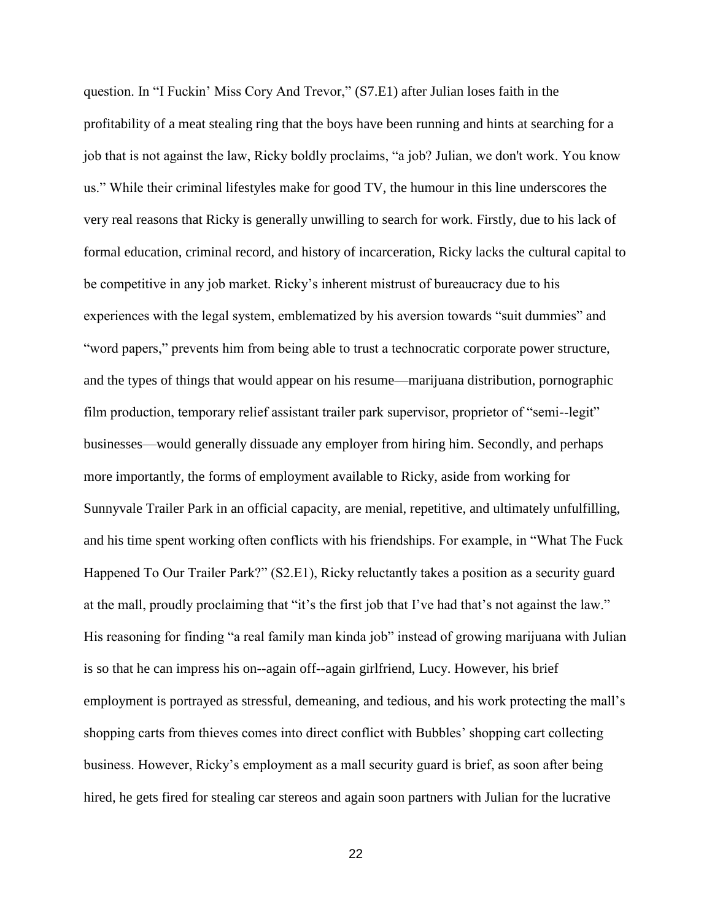question. In "I Fuckin' Miss Cory And Trevor," (S7.E1) after Julian loses faith in the profitability of a meat stealing ring that the boys have been running and hints at searching for a job that is not against the law, Ricky boldly proclaims, "a job? Julian, we don't work. You know us." While their criminal lifestyles make for good TV, the humour in this line underscores the very real reasons that Ricky is generally unwilling to search for work. Firstly, due to his lack of formal education, criminal record, and history of incarceration, Ricky lacks the cultural capital to be competitive in any job market. Ricky's inherent mistrust of bureaucracy due to his experiences with the legal system, emblematized by his aversion towards "suit dummies" and "word papers," prevents him from being able to trust a technocratic corporate power structure, and the types of things that would appear on his resume—marijuana distribution, pornographic film production, temporary relief assistant trailer park supervisor, proprietor of "semi--legit" businesses—would generally dissuade any employer from hiring him. Secondly, and perhaps more importantly, the forms of employment available to Ricky, aside from working for Sunnyvale Trailer Park in an official capacity, are menial, repetitive, and ultimately unfulfilling, and his time spent working often conflicts with his friendships. For example, in "What The Fuck Happened To Our Trailer Park?" (S2.E1), Ricky reluctantly takes a position as a security guard at the mall, proudly proclaiming that "it's the first job that I've had that's not against the law." His reasoning for finding "a real family man kinda job" instead of growing marijuana with Julian is so that he can impress his on--again off--again girlfriend, Lucy. However, his brief employment is portrayed as stressful, demeaning, and tedious, and his work protecting the mall's shopping carts from thieves comes into direct conflict with Bubbles' shopping cart collecting business. However, Ricky's employment as a mall security guard is brief, as soon after being hired, he gets fired for stealing car stereos and again soon partners with Julian for the lucrative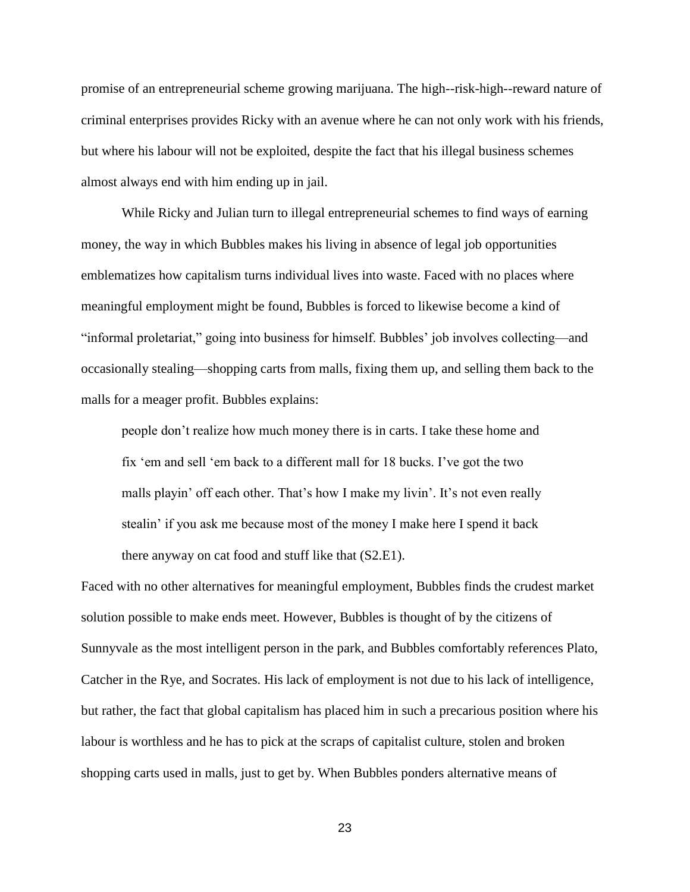promise of an entrepreneurial scheme growing marijuana. The high--risk-high--reward nature of criminal enterprises provides Ricky with an avenue where he can not only work with his friends, but where his labour will not be exploited, despite the fact that his illegal business schemes almost always end with him ending up in jail.

While Ricky and Julian turn to illegal entrepreneurial schemes to find ways of earning money, the way in which Bubbles makes his living in absence of legal job opportunities emblematizes how capitalism turns individual lives into waste. Faced with no places where meaningful employment might be found, Bubbles is forced to likewise become a kind of "informal proletariat," going into business for himself. Bubbles' job involves collecting—and occasionally stealing—shopping carts from malls, fixing them up, and selling them back to the malls for a meager profit. Bubbles explains:

> people don't realize how much money there is in carts. I take these home and fix 'em and sell 'em back to a different mall for 18 bucks. I've got the two malls playin' off each other. That's how I make my livin'. It's not even really stealin' if you ask me because most of the money I make here I spend it back there anyway on cat food and stuff like that (S2.E1).

Faced with no other alternatives for meaningful employment, Bubbles finds the crudest market solution possible to make ends meet. However, Bubbles is thought of by the citizens of Sunnyvale as the most intelligent person in the park, and Bubbles comfortably references Plato, Catcher in the Rye, and Socrates. His lack of employment is not due to his lack of intelligence, but rather, the fact that global capitalism has placed him in such a precarious position where his labour is worthless and he has to pick at the scraps of capitalist culture, stolen and broken shopping carts used in malls, just to get by. When Bubbles ponders alternative means of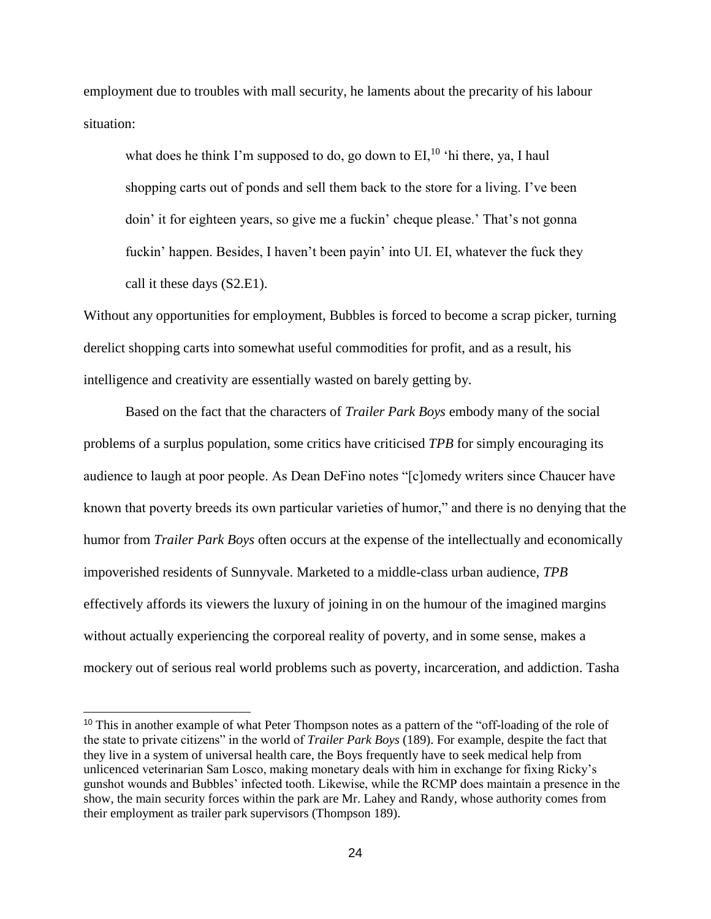employment due to troubles with mall security, he laments about the precarity of his labour situation:

> what does he think I'm supposed to do, go down to EI,[10] 'hi there, ya, I haul shopping carts out of ponds and sell them back to the store for a living. I've been doin' it for eighteen years, so give me a fuckin' cheque please.' That's not gonna fuckin' happen. Besides, I haven't been payin' into UI. EI, whatever the fuck they call it these days (S2.E1).

Without any opportunities for employment, Bubbles is forced to become a scrap picker, turning derelict shopping carts into somewhat useful commodities for profit, and as a result, his intelligence and creativity are essentially wasted on barely getting by.

Based on the fact that the characters of *Trailer Park Boys* embody many of the social problems of a surplus population, some critics have criticised *TPB* for simply encouraging its audience to laugh at poor people. As Dean DeFino notes "[c]omedy writers since Chaucer have known that poverty breeds its own particular varieties of humor," and there is no denying that the humor from *Trailer Park Boys* often occurs at the expense of the intellectually and economically impoverished residents of Sunnyvale. Marketed to a middle-class urban audience, *TPB* effectively affords its viewers the luxury of joining in on the humour of the imagined margins without actually experiencing the corporeal reality of poverty, and in some sense, makes a mockery out of serious real world problems such as poverty, incarceration, and addiction. Tasha

---

[10] This in another example of what Peter Thompson notes as a pattern of the "off-loading of the role of the state to private citizens" in the world of *Trailer Park Boys* (189). For example, despite the fact that they live in a system of universal health care, the Boys frequently have to seek medical help from unlicenced veterinarian Sam Losco, making monetary deals with him in exchange for fixing Ricky's gunshot wounds and Bubbles' infected tooth. Likewise, while the RCMP does maintain a presence in the show, the main security forces within the park are Mr. Lahey and Randy, whose authority comes from their employment as trailer park supervisors (Thompson 189).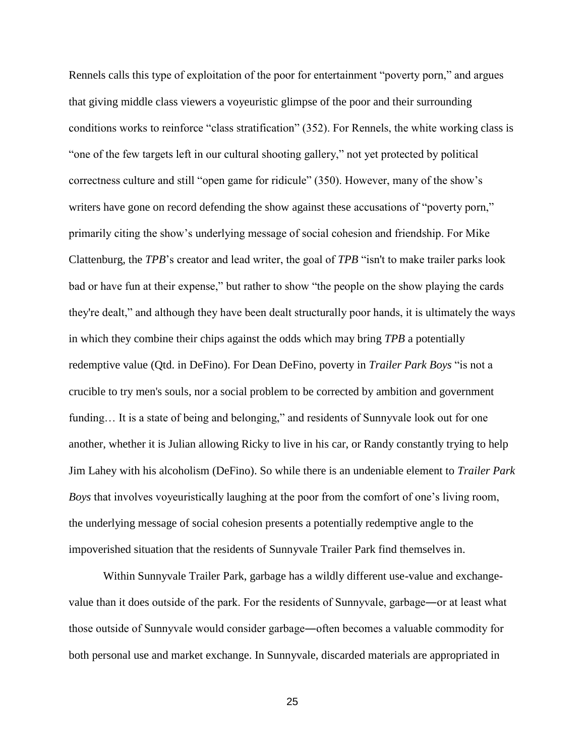Rennels calls this type of exploitation of the poor for entertainment "poverty porn," and argues that giving middle class viewers a voyeuristic glimpse of the poor and their surrounding conditions works to reinforce "class stratification" (352). For Rennels, the white working class is "one of the few targets left in our cultural shooting gallery," not yet protected by political correctness culture and still "open game for ridicule" (350). However, many of the show's writers have gone on record defending the show against these accusations of "poverty porn," primarily citing the show's underlying message of social cohesion and friendship. For Mike Clattenburg, the *TPB*'s creator and lead writer, the goal of *TPB* "isn't to make trailer parks look bad or have fun at their expense," but rather to show "the people on the show playing the cards they're dealt," and although they have been dealt structurally poor hands, it is ultimately the ways in which they combine their chips against the odds which may bring *TPB* a potentially redemptive value (Qtd. in DeFino). For Dean DeFino, poverty in *Trailer Park Boys* "is not a crucible to try men's souls, nor a social problem to be corrected by ambition and government funding… It is a state of being and belonging," and residents of Sunnyvale look out for one another, whether it is Julian allowing Ricky to live in his car, or Randy constantly trying to help Jim Lahey with his alcoholism (DeFino). So while there is an undeniable element to *Trailer Park Boys* that involves voyeuristically laughing at the poor from the comfort of one's living room, the underlying message of social cohesion presents a potentially redemptive angle to the impoverished situation that the residents of Sunnyvale Trailer Park find themselves in.

Within Sunnyvale Trailer Park, garbage has a wildly different use-value and exchange-value than it does outside of the park. For the residents of Sunnyvale, garbage—or at least what those outside of Sunnyvale would consider garbage—often becomes a valuable commodity for both personal use and market exchange. In Sunnyvale, discarded materials are appropriated in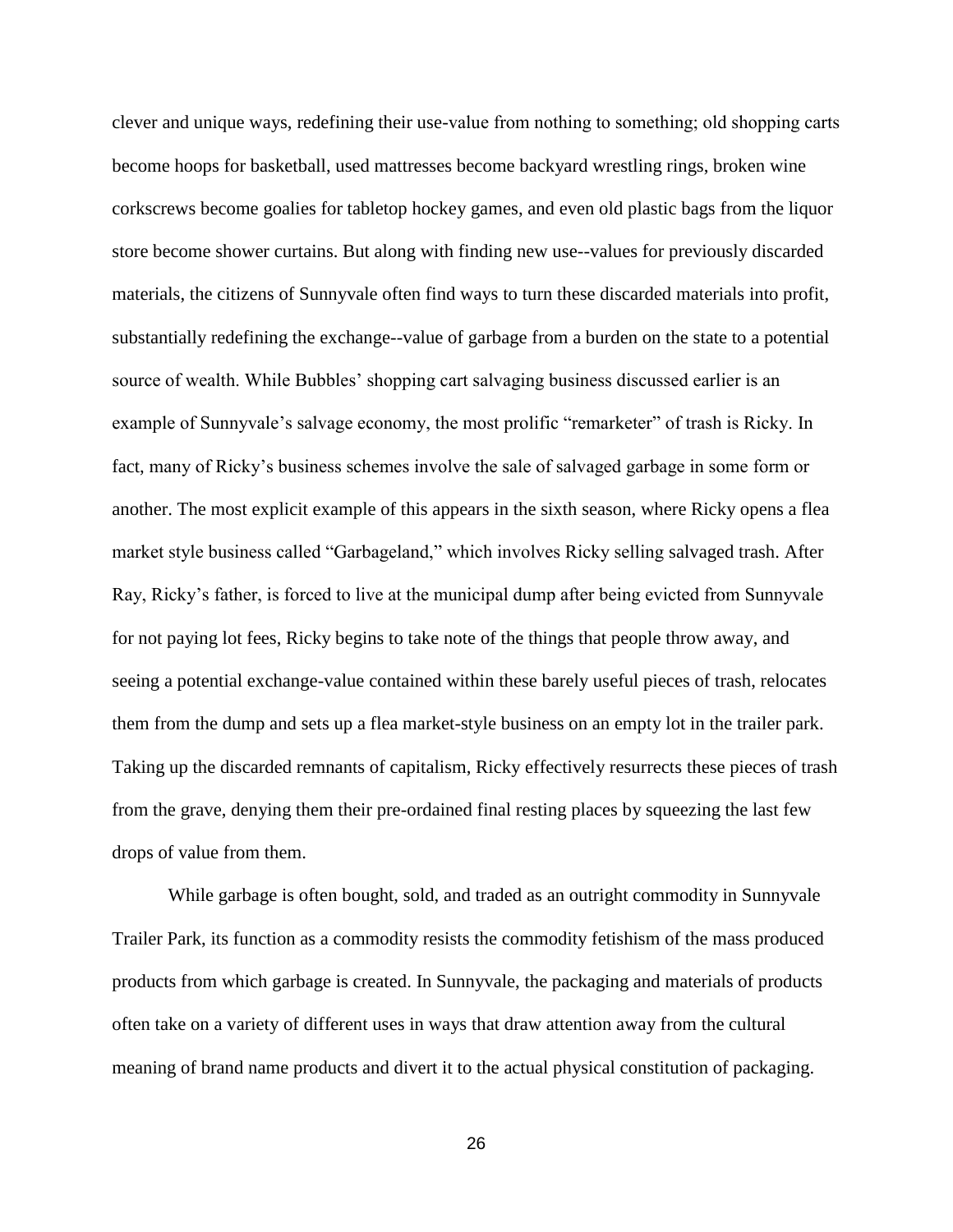clever and unique ways, redefining their use-value from nothing to something; old shopping carts become hoops for basketball, used mattresses become backyard wrestling rings, broken wine corkscrews become goalies for tabletop hockey games, and even old plastic bags from the liquor store become shower curtains. But along with finding new use--values for previously discarded materials, the citizens of Sunnyvale often find ways to turn these discarded materials into profit, substantially redefining the exchange--value of garbage from a burden on the state to a potential source of wealth. While Bubbles' shopping cart salvaging business discussed earlier is an example of Sunnyvale's salvage economy, the most prolific "remarketer" of trash is Ricky. In fact, many of Ricky's business schemes involve the sale of salvaged garbage in some form or another. The most explicit example of this appears in the sixth season, where Ricky opens a flea market style business called "Garbageland," which involves Ricky selling salvaged trash. After Ray, Ricky's father, is forced to live at the municipal dump after being evicted from Sunnyvale for not paying lot fees, Ricky begins to take note of the things that people throw away, and seeing a potential exchange-value contained within these barely useful pieces of trash, relocates them from the dump and sets up a flea market-style business on an empty lot in the trailer park. Taking up the discarded remnants of capitalism, Ricky effectively resurrects these pieces of trash from the grave, denying them their pre-ordained final resting places by squeezing the last few drops of value from them.

While garbage is often bought, sold, and traded as an outright commodity in Sunnyvale Trailer Park, its function as a commodity resists the commodity fetishism of the mass produced products from which garbage is created. In Sunnyvale, the packaging and materials of products often take on a variety of different uses in ways that draw attention away from the cultural meaning of brand name products and divert it to the actual physical constitution of packaging.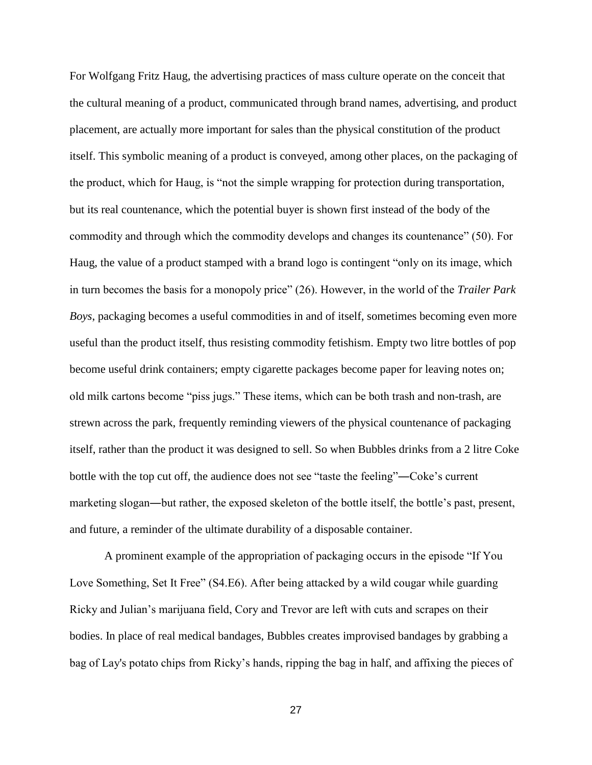For Wolfgang Fritz Haug, the advertising practices of mass culture operate on the conceit that the cultural meaning of a product, communicated through brand names, advertising, and product placement, are actually more important for sales than the physical constitution of the product itself. This symbolic meaning of a product is conveyed, among other places, on the packaging of the product, which for Haug, is "not the simple wrapping for protection during transportation, but its real countenance, which the potential buyer is shown first instead of the body of the commodity and through which the commodity develops and changes its countenance" (50). For Haug, the value of a product stamped with a brand logo is contingent "only on its image, which in turn becomes the basis for a monopoly price" (26). However, in the world of the *Trailer Park Boys*, packaging becomes a useful commodities in and of itself, sometimes becoming even more useful than the product itself, thus resisting commodity fetishism. Empty two litre bottles of pop become useful drink containers; empty cigarette packages become paper for leaving notes on; old milk cartons become "piss jugs." These items, which can be both trash and non-trash, are strewn across the park, frequently reminding viewers of the physical countenance of packaging itself, rather than the product it was designed to sell. So when Bubbles drinks from a 2 litre Coke bottle with the top cut off, the audience does not see "taste the feeling"—Coke's current marketing slogan—but rather, the exposed skeleton of the bottle itself, the bottle's past, present, and future, a reminder of the ultimate durability of a disposable container.

A prominent example of the appropriation of packaging occurs in the episode "If You Love Something, Set It Free" (S4.E6). After being attacked by a wild cougar while guarding Ricky and Julian's marijuana field, Cory and Trevor are left with cuts and scrapes on their bodies. In place of real medical bandages, Bubbles creates improvised bandages by grabbing a bag of Lay's potato chips from Ricky's hands, ripping the bag in half, and affixing the pieces of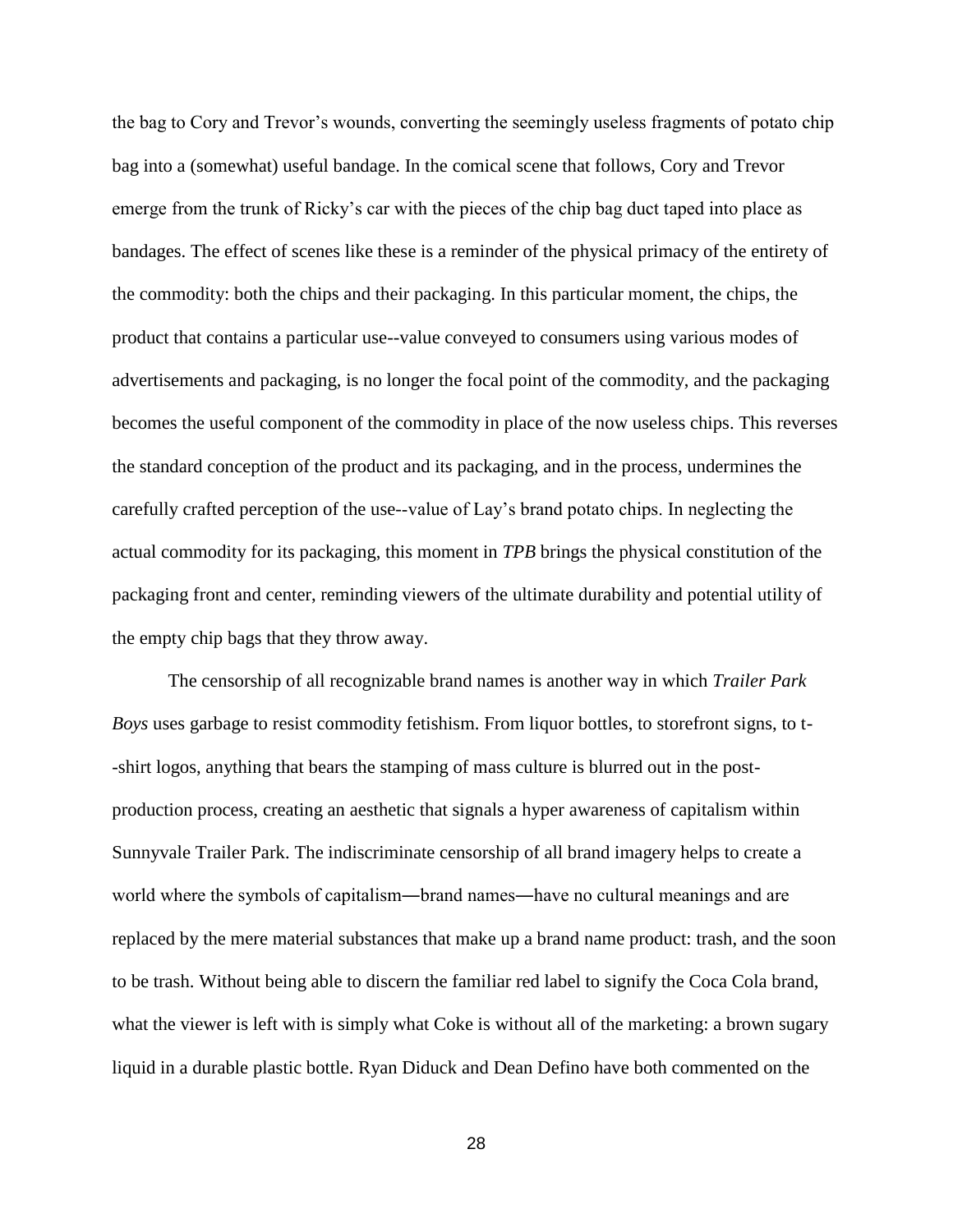the bag to Cory and Trevor's wounds, converting the seemingly useless fragments of potato chip bag into a (somewhat) useful bandage. In the comical scene that follows, Cory and Trevor emerge from the trunk of Ricky's car with the pieces of the chip bag duct taped into place as bandages. The effect of scenes like these is a reminder of the physical primacy of the entirety of the commodity: both the chips and their packaging. In this particular moment, the chips, the product that contains a particular use--value conveyed to consumers using various modes of advertisements and packaging, is no longer the focal point of the commodity, and the packaging becomes the useful component of the commodity in place of the now useless chips. This reverses the standard conception of the product and its packaging, and in the process, undermines the carefully crafted perception of the use--value of Lay's brand potato chips. In neglecting the actual commodity for its packaging, this moment in *TPB* brings the physical constitution of the packaging front and center, reminding viewers of the ultimate durability and potential utility of the empty chip bags that they throw away.

The censorship of all recognizable brand names is another way in which *Trailer Park Boys* uses garbage to resist commodity fetishism. From liquor bottles, to storefront signs, to t--shirt logos, anything that bears the stamping of mass culture is blurred out in the post-production process, creating an aesthetic that signals a hyper awareness of capitalism within Sunnyvale Trailer Park. The indiscriminate censorship of all brand imagery helps to create a world where the symbols of capitalism―brand names―have no cultural meanings and are replaced by the mere material substances that make up a brand name product: trash, and the soon to be trash. Without being able to discern the familiar red label to signify the Coca Cola brand, what the viewer is left with is simply what Coke is without all of the marketing: a brown sugary liquid in a durable plastic bottle. Ryan Diduck and Dean Defino have both commented on the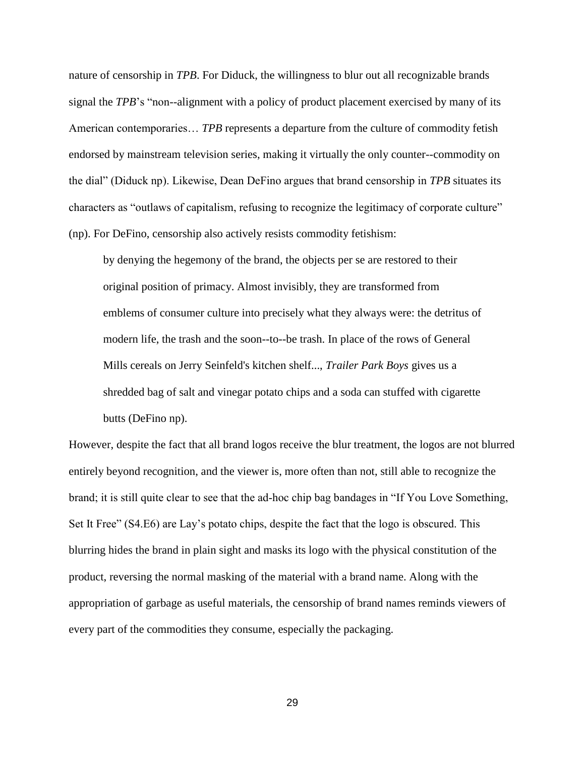nature of censorship in *TPB*. For Diduck, the willingness to blur out all recognizable brands signal the *TPB*'s "non--alignment with a policy of product placement exercised by many of its American contemporaries… *TPB* represents a departure from the culture of commodity fetish endorsed by mainstream television series, making it virtually the only counter--commodity on the dial" (Diduck np). Likewise, Dean DeFino argues that brand censorship in *TPB* situates its characters as "outlaws of capitalism, refusing to recognize the legitimacy of corporate culture" (np). For DeFino, censorship also actively resists commodity fetishism:

> by denying the hegemony of the brand, the objects per se are restored to their original position of primacy. Almost invisibly, they are transformed from emblems of consumer culture into precisely what they always were: the detritus of modern life, the trash and the soon--to--be trash. In place of the rows of General Mills cereals on Jerry Seinfeld's kitchen shelf..., *Trailer Park Boys* gives us a shredded bag of salt and vinegar potato chips and a soda can stuffed with cigarette butts (DeFino np).

However, despite the fact that all brand logos receive the blur treatment, the logos are not blurred entirely beyond recognition, and the viewer is, more often than not, still able to recognize the brand; it is still quite clear to see that the ad-hoc chip bag bandages in "If You Love Something, Set It Free" (S4.E6) are Lay's potato chips, despite the fact that the logo is obscured. This blurring hides the brand in plain sight and masks its logo with the physical constitution of the product, reversing the normal masking of the material with a brand name. Along with the appropriation of garbage as useful materials, the censorship of brand names reminds viewers of every part of the commodities they consume, especially the packaging.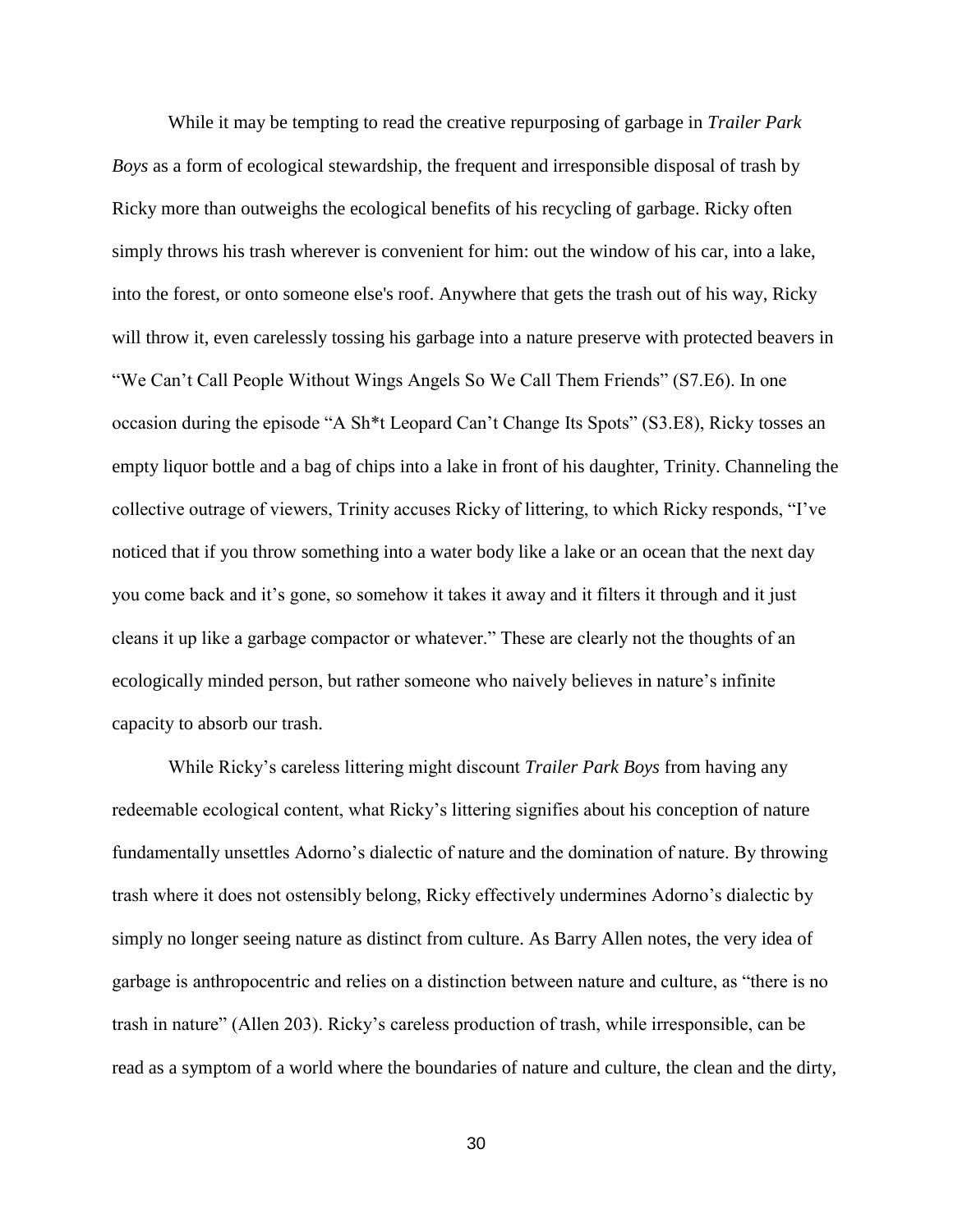While it may be tempting to read the creative repurposing of garbage in *Trailer Park Boys* as a form of ecological stewardship, the frequent and irresponsible disposal of trash by Ricky more than outweighs the ecological benefits of his recycling of garbage. Ricky often simply throws his trash wherever is convenient for him: out the window of his car, into a lake, into the forest, or onto someone else's roof. Anywhere that gets the trash out of his way, Ricky will throw it, even carelessly tossing his garbage into a nature preserve with protected beavers in "We Can't Call People Without Wings Angels So We Call Them Friends" (S7.E6). In one occasion during the episode "A Sh*t Leopard Can't Change Its Spots" (S3.E8), Ricky tosses an empty liquor bottle and a bag of chips into a lake in front of his daughter, Trinity. Channeling the collective outrage of viewers, Trinity accuses Ricky of littering, to which Ricky responds, "I've noticed that if you throw something into a water body like a lake or an ocean that the next day you come back and it's gone, so somehow it takes it away and it filters it through and it just cleans it up like a garbage compactor or whatever." These are clearly not the thoughts of an ecologically minded person, but rather someone who naively believes in nature's infinite capacity to absorb our trash.

While Ricky's careless littering might discount *Trailer Park Boys* from having any redeemable ecological content, what Ricky's littering signifies about his conception of nature fundamentally unsettles Adorno's dialectic of nature and the domination of nature. By throwing trash where it does not ostensibly belong, Ricky effectively undermines Adorno's dialectic by simply no longer seeing nature as distinct from culture. As Barry Allen notes, the very idea of garbage is anthropocentric and relies on a distinction between nature and culture, as "there is no trash in nature" (Allen 203). Ricky's careless production of trash, while irresponsible, can be read as a symptom of a world where the boundaries of nature and culture, the clean and the dirty,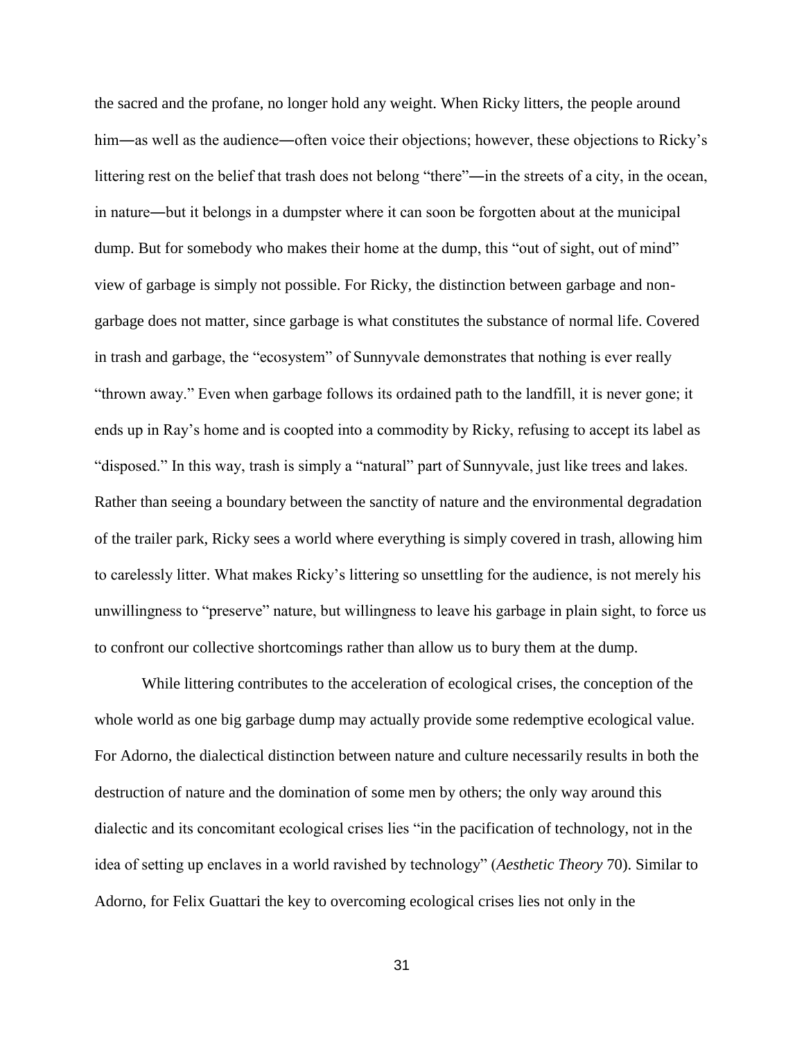the sacred and the profane, no longer hold any weight. When Ricky litters, the people around him―as well as the audience―often voice their objections; however, these objections to Ricky's littering rest on the belief that trash does not belong "there"―in the streets of a city, in the ocean, in nature―but it belongs in a dumpster where it can soon be forgotten about at the municipal dump. But for somebody who makes their home at the dump, this "out of sight, out of mind" view of garbage is simply not possible. For Ricky, the distinction between garbage and non-garbage does not matter, since garbage is what constitutes the substance of normal life. Covered in trash and garbage, the "ecosystem" of Sunnyvale demonstrates that nothing is ever really "thrown away." Even when garbage follows its ordained path to the landfill, it is never gone; it ends up in Ray's home and is coopted into a commodity by Ricky, refusing to accept its label as "disposed." In this way, trash is simply a "natural" part of Sunnyvale, just like trees and lakes. Rather than seeing a boundary between the sanctity of nature and the environmental degradation of the trailer park, Ricky sees a world where everything is simply covered in trash, allowing him to carelessly litter. What makes Ricky's littering so unsettling for the audience, is not merely his unwillingness to "preserve" nature, but willingness to leave his garbage in plain sight, to force us to confront our collective shortcomings rather than allow us to bury them at the dump.

While littering contributes to the acceleration of ecological crises, the conception of the whole world as one big garbage dump may actually provide some redemptive ecological value. For Adorno, the dialectical distinction between nature and culture necessarily results in both the destruction of nature and the domination of some men by others; the only way around this dialectic and its concomitant ecological crises lies "in the pacification of technology, not in the idea of setting up enclaves in a world ravished by technology" (*Aesthetic Theory* 70). Similar to Adorno, for Felix Guattari the key to overcoming ecological crises lies not only in the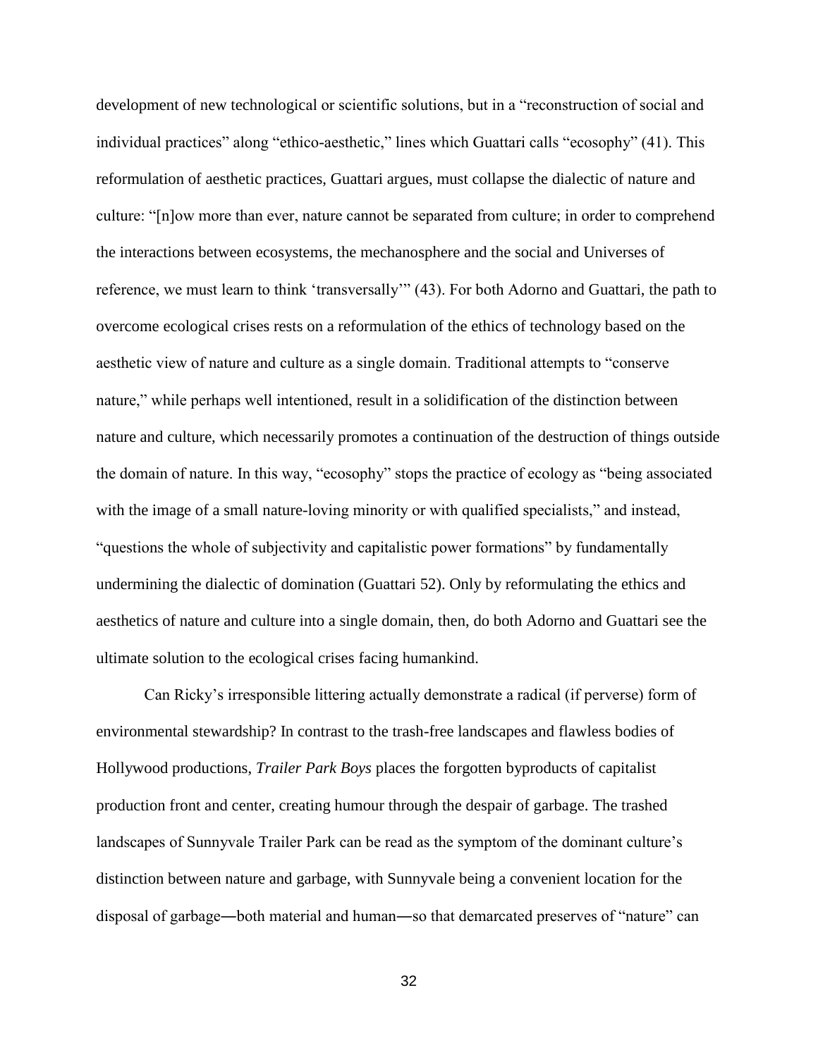development of new technological or scientific solutions, but in a "reconstruction of social and individual practices" along "ethico-aesthetic," lines which Guattari calls "ecosophy" (41). This reformulation of aesthetic practices, Guattari argues, must collapse the dialectic of nature and culture: "[n]ow more than ever, nature cannot be separated from culture; in order to comprehend the interactions between ecosystems, the mechanosphere and the social and Universes of reference, we must learn to think 'transversally'" (43). For both Adorno and Guattari, the path to overcome ecological crises rests on a reformulation of the ethics of technology based on the aesthetic view of nature and culture as a single domain. Traditional attempts to "conserve nature," while perhaps well intentioned, result in a solidification of the distinction between nature and culture, which necessarily promotes a continuation of the destruction of things outside the domain of nature. In this way, "ecosophy" stops the practice of ecology as "being associated with the image of a small nature-loving minority or with qualified specialists," and instead, "questions the whole of subjectivity and capitalistic power formations" by fundamentally undermining the dialectic of domination (Guattari 52). Only by reformulating the ethics and aesthetics of nature and culture into a single domain, then, do both Adorno and Guattari see the ultimate solution to the ecological crises facing humankind.

Can Ricky's irresponsible littering actually demonstrate a radical (if perverse) form of environmental stewardship? In contrast to the trash-free landscapes and flawless bodies of Hollywood productions, *Trailer Park Boys* places the forgotten byproducts of capitalist production front and center, creating humour through the despair of garbage. The trashed landscapes of Sunnyvale Trailer Park can be read as the symptom of the dominant culture's distinction between nature and garbage, with Sunnyvale being a convenient location for the disposal of garbage―both material and human―so that demarcated preserves of "nature" can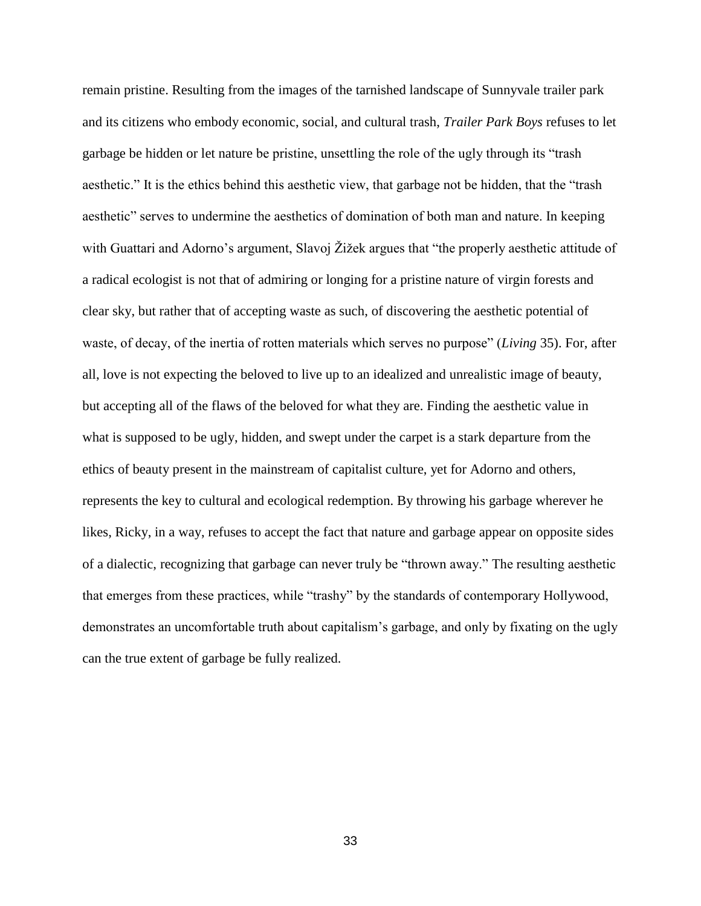remain pristine. Resulting from the images of the tarnished landscape of Sunnyvale trailer park and its citizens who embody economic, social, and cultural trash, *Trailer Park Boys* refuses to let garbage be hidden or let nature be pristine, unsettling the role of the ugly through its "trash aesthetic." It is the ethics behind this aesthetic view, that garbage not be hidden, that the "trash aesthetic" serves to undermine the aesthetics of domination of both man and nature. In keeping with Guattari and Adorno's argument, Slavoj Žižek argues that "the properly aesthetic attitude of a radical ecologist is not that of admiring or longing for a pristine nature of virgin forests and clear sky, but rather that of accepting waste as such, of discovering the aesthetic potential of waste, of decay, of the inertia of rotten materials which serves no purpose" (*Living* 35). For, after all, love is not expecting the beloved to live up to an idealized and unrealistic image of beauty, but accepting all of the flaws of the beloved for what they are. Finding the aesthetic value in what is supposed to be ugly, hidden, and swept under the carpet is a stark departure from the ethics of beauty present in the mainstream of capitalist culture, yet for Adorno and others, represents the key to cultural and ecological redemption. By throwing his garbage wherever he likes, Ricky, in a way, refuses to accept the fact that nature and garbage appear on opposite sides of a dialectic, recognizing that garbage can never truly be "thrown away." The resulting aesthetic that emerges from these practices, while "trashy" by the standards of contemporary Hollywood, demonstrates an uncomfortable truth about capitalism's garbage, and only by fixating on the ugly can the true extent of garbage be fully realized.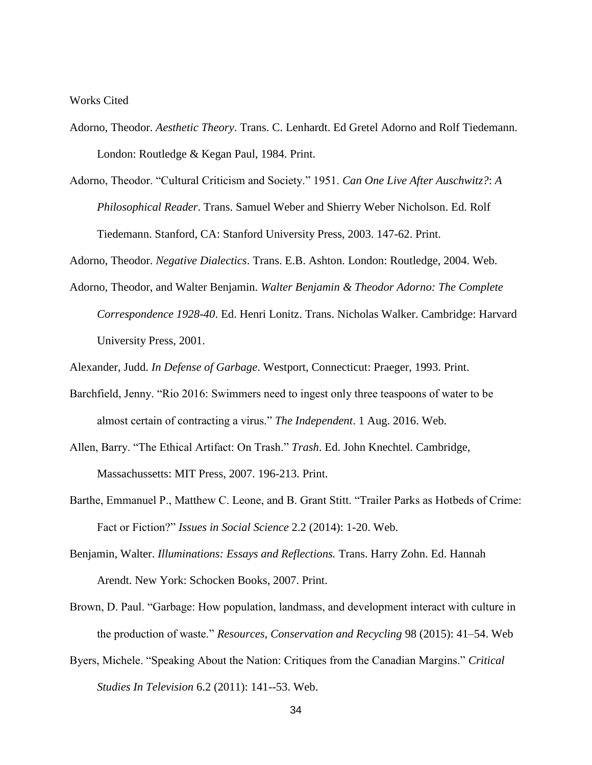Works Cited

Adorno, Theodor. *Aesthetic Theory*. Trans. C. Lenhardt. Ed Gretel Adorno and Rolf Tiedemann. London: Routledge & Kegan Paul, 1984. Print.

Adorno, Theodor. "Cultural Criticism and Society." 1951. *Can One Live After Auschwitz?*: *A Philosophical Reader*. Trans. Samuel Weber and Shierry Weber Nicholson. Ed. Rolf Tiedemann. Stanford, CA: Stanford University Press, 2003. 147-62. Print.

Adorno, Theodor. *Negative Dialectics*. Trans. E.B. Ashton. London: Routledge, 2004. Web.

Adorno, Theodor, and Walter Benjamin. *Walter Benjamin & Theodor Adorno: The Complete Correspondence 1928-40*. Ed. Henri Lonitz. Trans. Nicholas Walker. Cambridge: Harvard University Press, 2001.

Alexander, Judd. *In Defense of Garbage*. Westport, Connecticut: Praeger, 1993. Print.

Barchfield, Jenny. "Rio 2016: Swimmers need to ingest only three teaspoons of water to be almost certain of contracting a virus." *The Independent*. 1 Aug. 2016. Web.

Allen, Barry. "The Ethical Artifact: On Trash." *Trash*. Ed. John Knechtel. Cambridge, Massachussetts: MIT Press, 2007. 196-213. Print.

Barthe, Emmanuel P., Matthew C. Leone, and B. Grant Stitt. "Trailer Parks as Hotbeds of Crime: Fact or Fiction?" *Issues in Social Science* 2.2 (2014): 1-20. Web.

Benjamin, Walter. *Illuminations: Essays and Reflections.* Trans. Harry Zohn. Ed. Hannah Arendt. New York: Schocken Books, 2007. Print.

Brown, D. Paul. "Garbage: How population, landmass, and development interact with culture in the production of waste." *Resources, Conservation and Recycling* 98 (2015): 41–54. Web

Byers, Michele. "Speaking About the Nation: Critiques from the Canadian Margins." *Critical Studies In Television* 6.2 (2011): 141--53. Web.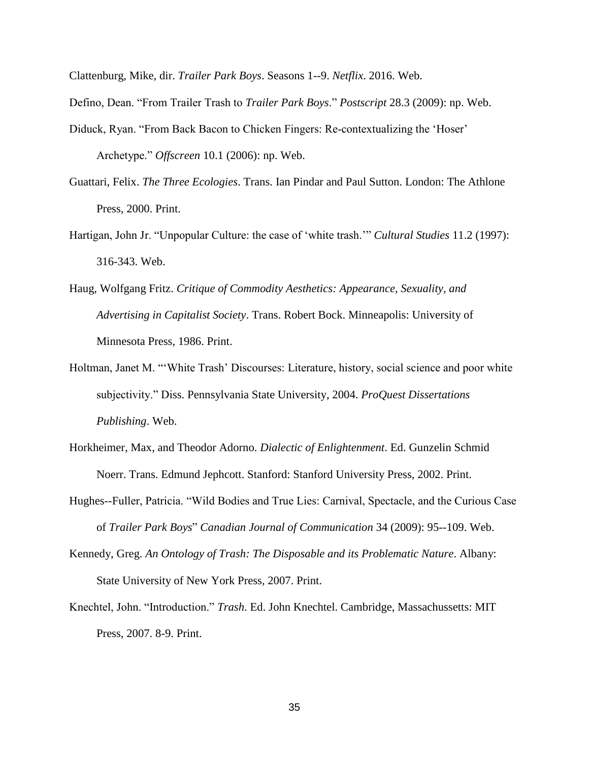Clattenburg, Mike, dir. *Trailer Park Boys*. Seasons 1--9. *Netflix*. 2016. Web.

Defino, Dean. "From Trailer Trash to *Trailer Park Boys*." *Postscript* 28.3 (2009): np. Web.

Diduck, Ryan. "From Back Bacon to Chicken Fingers: Re-contextualizing the 'Hoser' Archetype." *Offscreen* 10.1 (2006): np. Web.

Guattari, Felix. *The Three Ecologies*. Trans. Ian Pindar and Paul Sutton. London: The Athlone Press, 2000. Print.

Hartigan, John Jr. "Unpopular Culture: the case of 'white trash.'" *Cultural Studies* 11.2 (1997): 316-343. Web.

Haug, Wolfgang Fritz. *Critique of Commodity Aesthetics: Appearance, Sexuality, and Advertising in Capitalist Society*. Trans. Robert Bock. Minneapolis: University of Minnesota Press, 1986. Print.

Holtman, Janet M. "'White Trash' Discourses: Literature, history, social science and poor white subjectivity." Diss. Pennsylvania State University, 2004. *ProQuest Dissertations Publishing*. Web.

Horkheimer, Max, and Theodor Adorno. *Dialectic of Enlightenment*. Ed. Gunzelin Schmid Noerr. Trans. Edmund Jephcott. Stanford: Stanford University Press, 2002. Print.

Hughes--Fuller, Patricia. "Wild Bodies and True Lies: Carnival, Spectacle, and the Curious Case of *Trailer Park Boys*" *Canadian Journal of Communication* 34 (2009): 95--109. Web.

Kennedy, Greg. *An Ontology of Trash: The Disposable and its Problematic Nature*. Albany: State University of New York Press, 2007. Print.

Knechtel, John. "Introduction." *Trash*. Ed. John Knechtel. Cambridge, Massachussetts: MIT Press, 2007. 8-9. Print.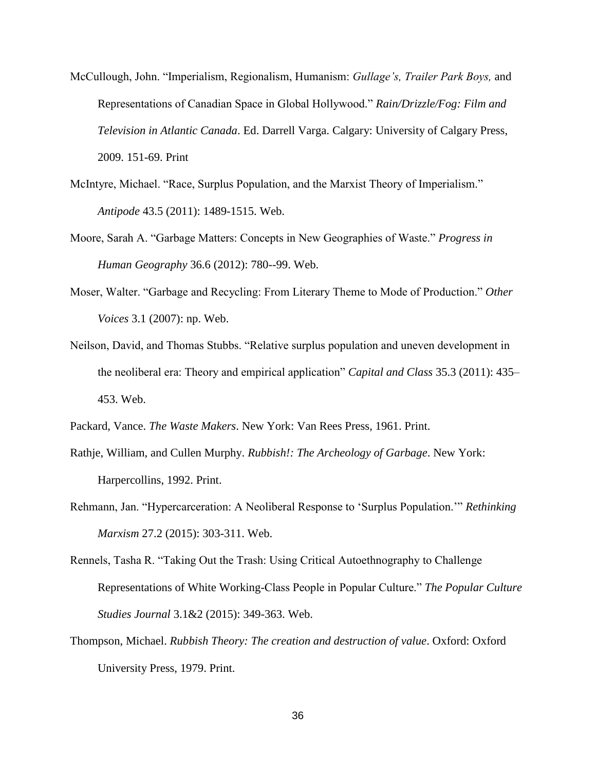McCullough, John. "Imperialism, Regionalism, Humanism: *Gullage's, Trailer Park Boys,* and Representations of Canadian Space in Global Hollywood." *Rain/Drizzle/Fog: Film and Television in Atlantic Canada*. Ed. Darrell Varga. Calgary: University of Calgary Press, 2009. 151-69. Print

McIntyre, Michael. "Race, Surplus Population, and the Marxist Theory of Imperialism." *Antipode* 43.5 (2011): 1489-1515. Web.

Moore, Sarah A. "Garbage Matters: Concepts in New Geographies of Waste." *Progress in Human Geography* 36.6 (2012): 780--99. Web.

Moser, Walter. "Garbage and Recycling: From Literary Theme to Mode of Production." *Other Voices* 3.1 (2007): np. Web.

Neilson, David, and Thomas Stubbs. "Relative surplus population and uneven development in the neoliberal era: Theory and empirical application" *Capital and Class* 35.3 (2011): 435–453. Web.

Packard, Vance. *The Waste Makers*. New York: Van Rees Press, 1961. Print.

Rathje, William, and Cullen Murphy. *Rubbish!: The Archeology of Garbage*. New York: Harpercollins, 1992. Print.

Rehmann, Jan. "Hypercarceration: A Neoliberal Response to 'Surplus Population.'" *Rethinking Marxism* 27.2 (2015): 303-311. Web.

Rennels, Tasha R. "Taking Out the Trash: Using Critical Autoethnography to Challenge Representations of White Working-Class People in Popular Culture." *The Popular Culture Studies Journal* 3.1&2 (2015): 349-363. Web.

Thompson, Michael. *Rubbish Theory: The creation and destruction of value*. Oxford: Oxford University Press, 1979. Print.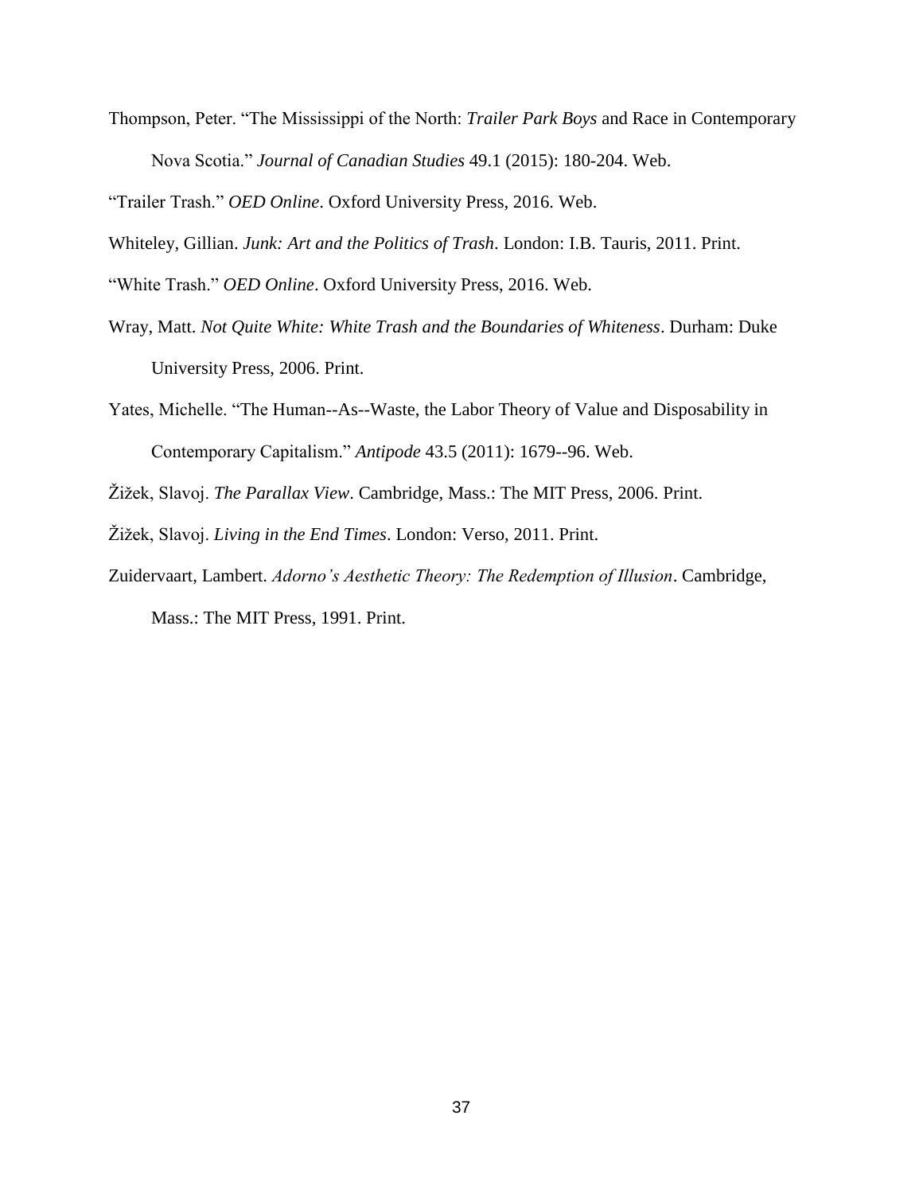Thompson, Peter. "The Mississippi of the North: *Trailer Park Boys* and Race in Contemporary Nova Scotia." *Journal of Canadian Studies* 49.1 (2015): 180-204. Web.

"Trailer Trash." *OED Online*. Oxford University Press, 2016. Web.

Whiteley, Gillian. *Junk: Art and the Politics of Trash*. London: I.B. Tauris, 2011. Print.

"White Trash." *OED Online*. Oxford University Press, 2016. Web.

Wray, Matt. *Not Quite White: White Trash and the Boundaries of Whiteness*. Durham: Duke University Press, 2006. Print.

Yates, Michelle. "The Human--As--Waste, the Labor Theory of Value and Disposability in Contemporary Capitalism." *Antipode* 43.5 (2011): 1679--96. Web.

Žižek, Slavoj. *The Parallax View*. Cambridge, Mass.: The MIT Press, 2006. Print.

Žižek, Slavoj. *Living in the End Times*. London: Verso, 2011. Print.

Zuidervaart, Lambert. *Adorno's Aesthetic Theory: The Redemption of Illusion*. Cambridge, Mass.: The MIT Press, 1991. Print.